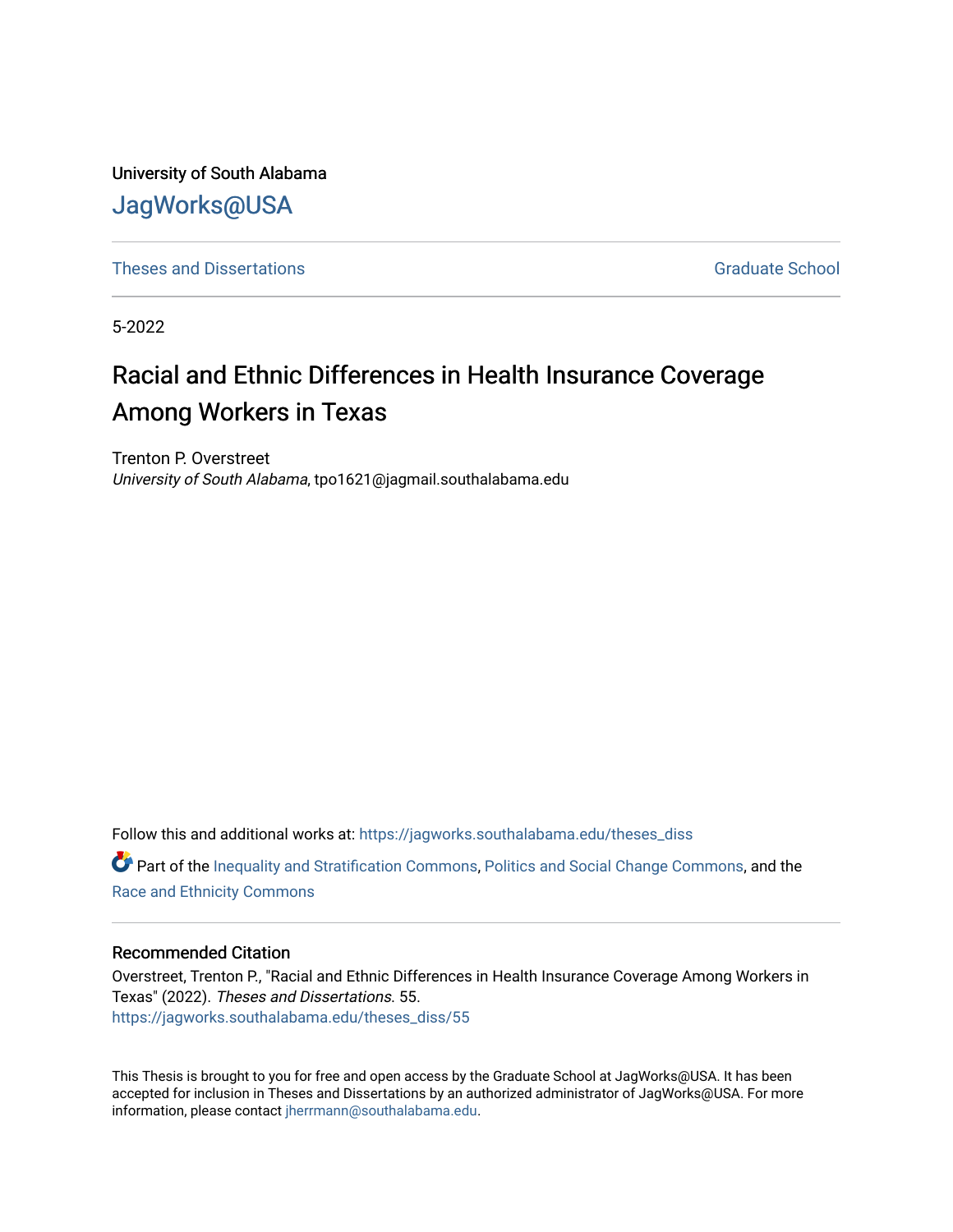University of South Alabama

JagWorks@USA

Theses and Dissertations | Graduate School

5-2022

# Racial and Ethnic Differences in Health Insurance Coverage Among Workers in Texas

Trenton P. Overstreet
*University of South Alabama*, tpo1621@jagmail.southalabama.edu

Follow this and additional works at: https://jagworks.southalabama.edu/theses_diss

Part of the Inequality and Stratification Commons, Politics and Social Change Commons, and the Race and Ethnicity Commons

## Recommended Citation

Overstreet, Trenton P., "Racial and Ethnic Differences in Health Insurance Coverage Among Workers in Texas" (2022). *Theses and Dissertations*. 55.
https://jagworks.southalabama.edu/theses_diss/55

This Thesis is brought to you for free and open access by the Graduate School at JagWorks@USA. It has been accepted for inclusion in Theses and Dissertations by an authorized administrator of JagWorks@USA. For more information, please contact jherrmann@southalabama.edu.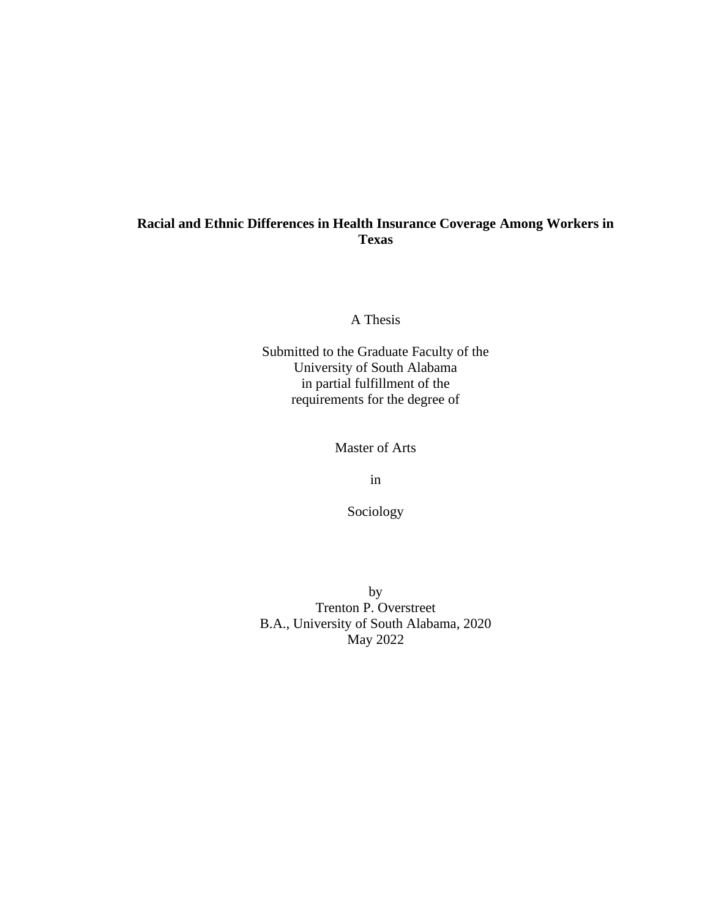**Racial and Ethnic Differences in Health Insurance Coverage Among Workers in Texas**

A Thesis

Submitted to the Graduate Faculty of the
University of South Alabama
in partial fulfillment of the
requirements for the degree of

Master of Arts

in

Sociology

by
Trenton P. Overstreet
B.A., University of South Alabama, 2020
May 2022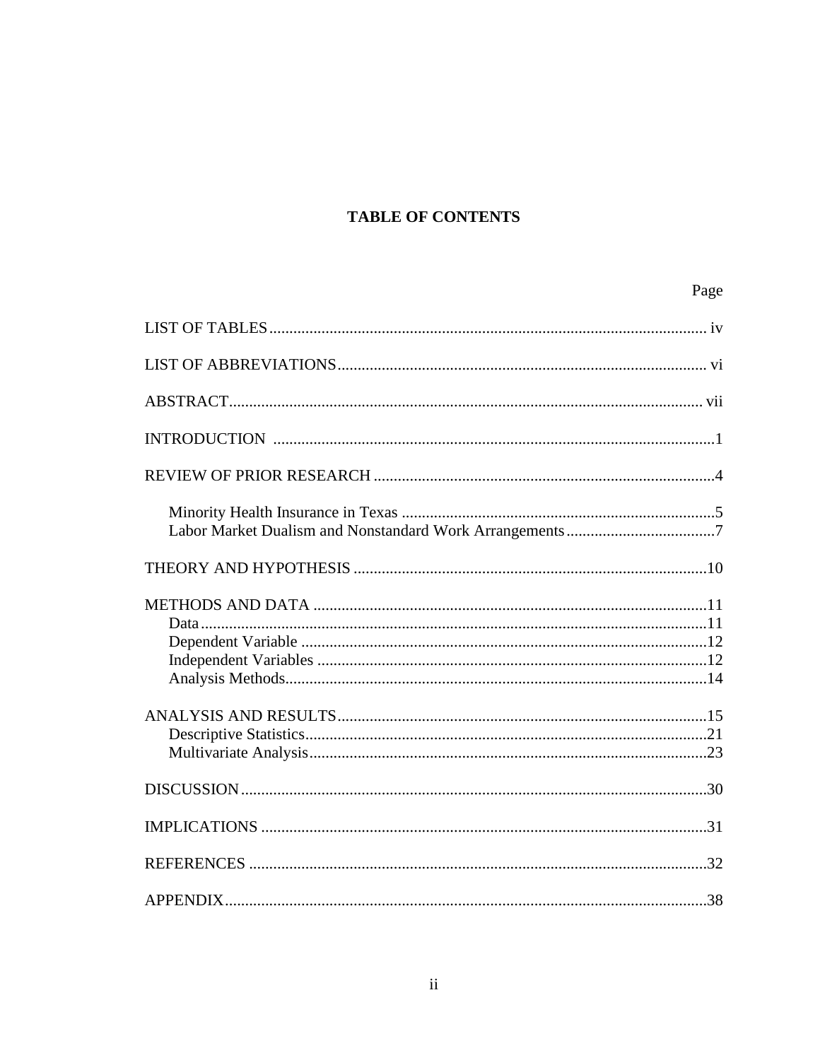# TABLE OF CONTENTS

| | Page |
|---|---|
| LIST OF TABLES | iv |
| LIST OF ABBREVIATIONS | vi |
| ABSTRACT | vii |
| INTRODUCTION | 1 |
| REVIEW OF PRIOR RESEARCH | 4 |
| Minority Health Insurance in Texas | 5 |
| Labor Market Dualism and Nonstandard Work Arrangements | 7 |
| THEORY AND HYPOTHESIS | 10 |
| METHODS AND DATA | 11 |
| Data | 11 |
| Dependent Variable | 12 |
| Independent Variables | 12 |
| Analysis Methods | 14 |
| ANALYSIS AND RESULTS | 15 |
| Descriptive Statistics | 21 |
| Multivariate Analysis | 23 |
| DISCUSSION | 30 |
| IMPLICATIONS | 31 |
| REFERENCES | 32 |
| APPENDIX | 38 |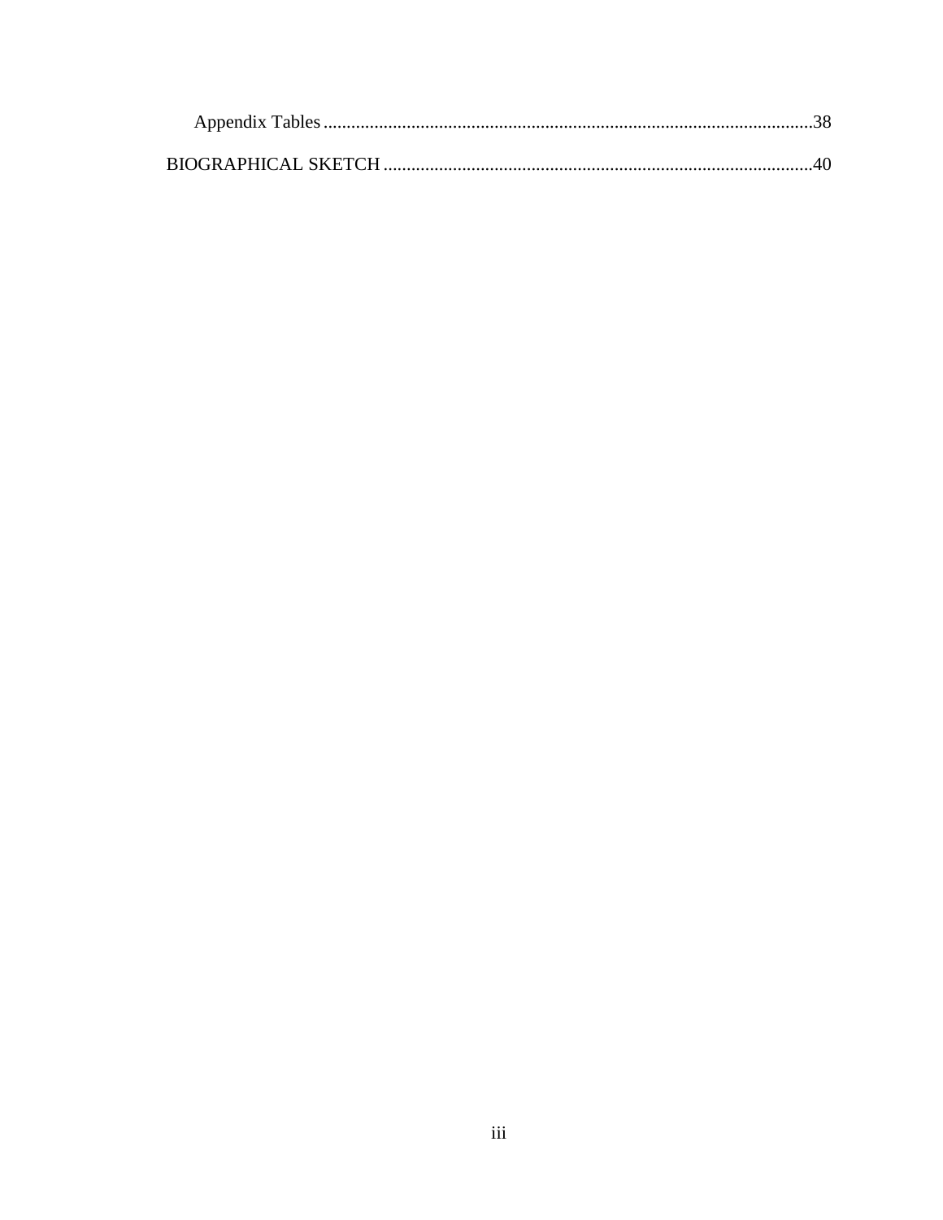Appendix Tables ..........................................................................................................38

BIOGRAPHICAL SKETCH ............................................................................................40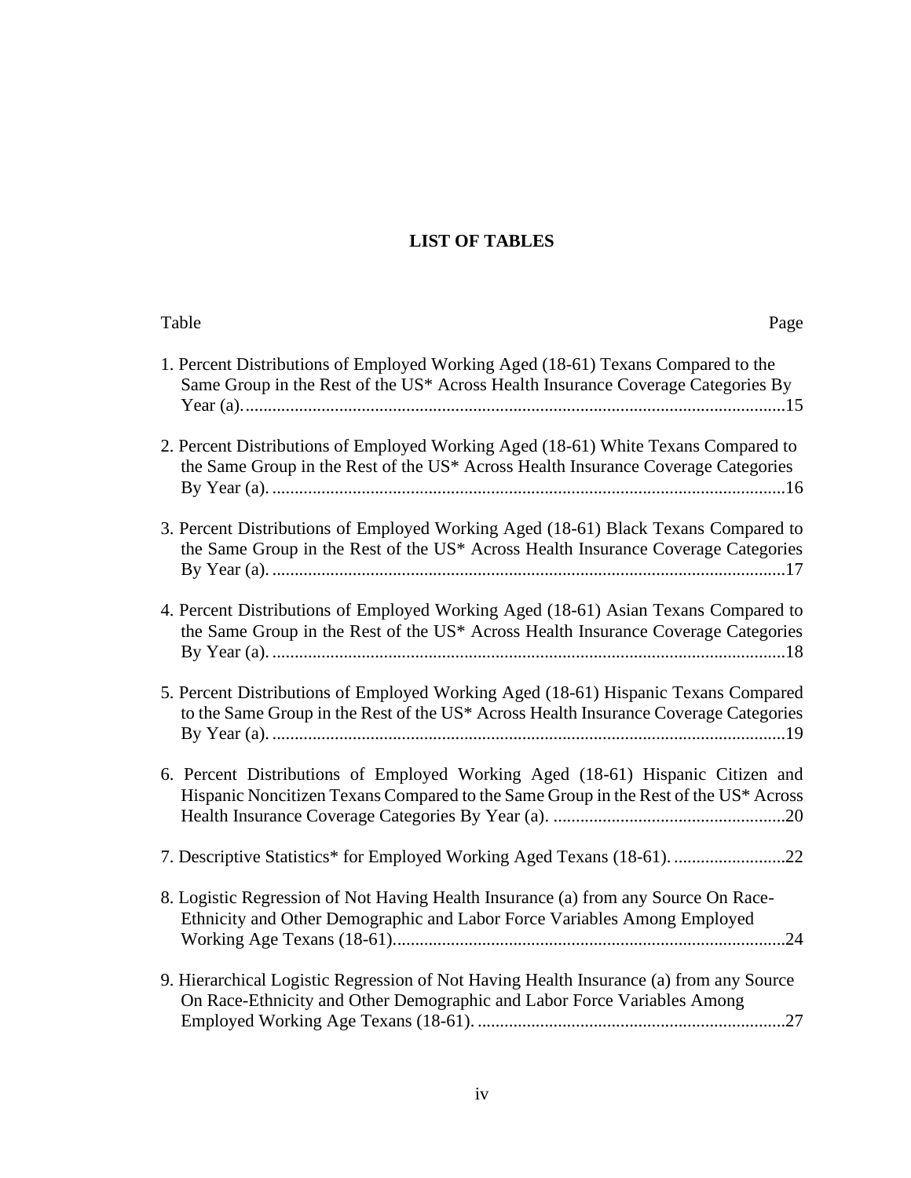## LIST OF TABLES

Table — Page

1. Percent Distributions of Employed Working Aged (18-61) Texans Compared to the Same Group in the Rest of the US* Across Health Insurance Coverage Categories By Year (a). .......... 15

2. Percent Distributions of Employed Working Aged (18-61) White Texans Compared to the Same Group in the Rest of the US* Across Health Insurance Coverage Categories By Year (a). .......... 16

3. Percent Distributions of Employed Working Aged (18-61) Black Texans Compared to the Same Group in the Rest of the US* Across Health Insurance Coverage Categories By Year (a). .......... 17

4. Percent Distributions of Employed Working Aged (18-61) Asian Texans Compared to the Same Group in the Rest of the US* Across Health Insurance Coverage Categories By Year (a). .......... 18

5. Percent Distributions of Employed Working Aged (18-61) Hispanic Texans Compared to the Same Group in the Rest of the US* Across Health Insurance Coverage Categories By Year (a). .......... 19

6. Percent Distributions of Employed Working Aged (18-61) Hispanic Citizen and Hispanic Noncitizen Texans Compared to the Same Group in the Rest of the US* Across Health Insurance Coverage Categories By Year (a). .......... 20

7. Descriptive Statistics* for Employed Working Aged Texans (18-61). .......... 22

8. Logistic Regression of Not Having Health Insurance (a) from any Source On Race-Ethnicity and Other Demographic and Labor Force Variables Among Employed Working Age Texans (18-61). .......... 24

9. Hierarchical Logistic Regression of Not Having Health Insurance (a) from any Source On Race-Ethnicity and Other Demographic and Labor Force Variables Among Employed Working Age Texans (18-61). .......... 27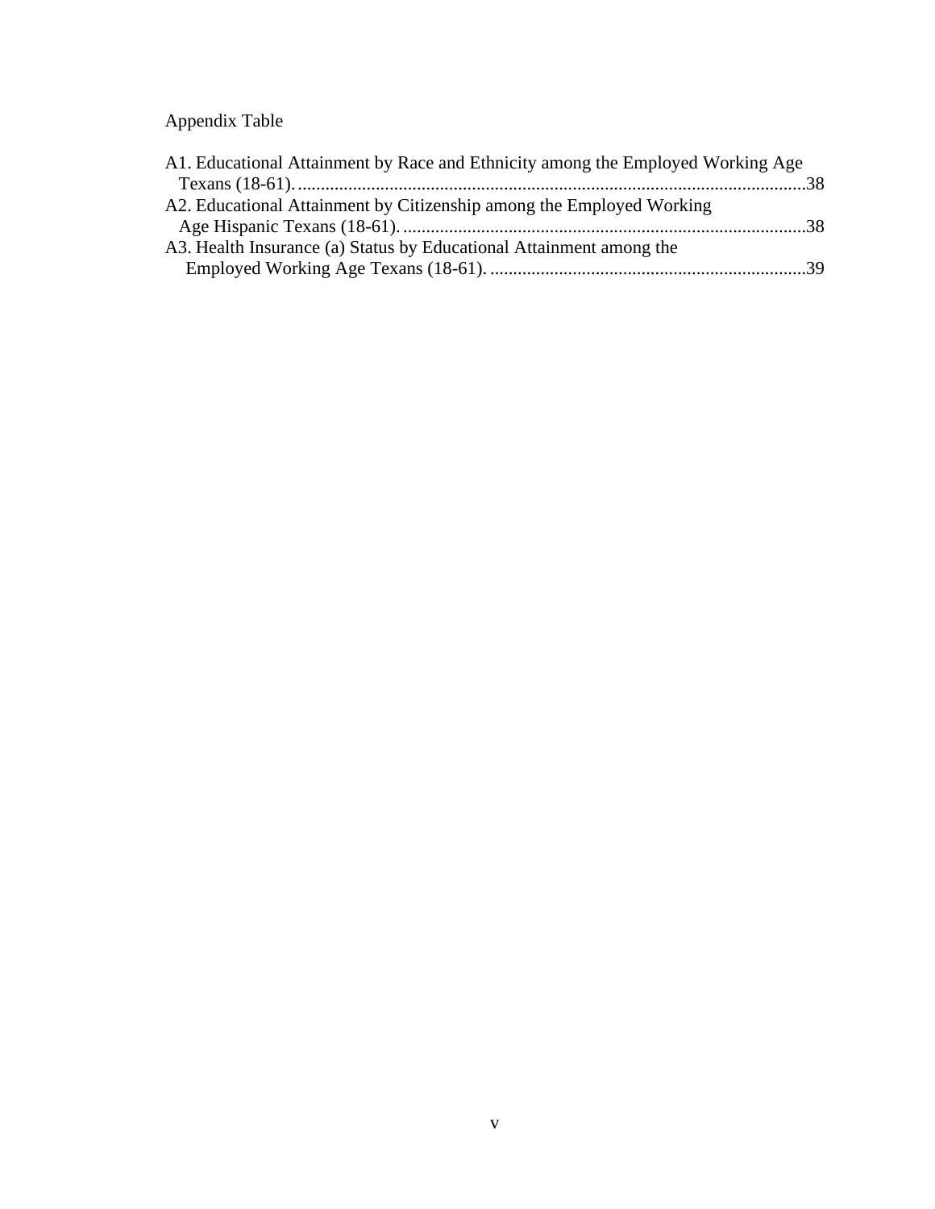Appendix Table

A1. Educational Attainment by Race and Ethnicity among the Employed Working Age Texans (18-61). .....38

A2. Educational Attainment by Citizenship among the Employed Working Age Hispanic Texans (18-61). .....38

A3. Health Insurance (a) Status by Educational Attainment among the Employed Working Age Texans (18-61). .....39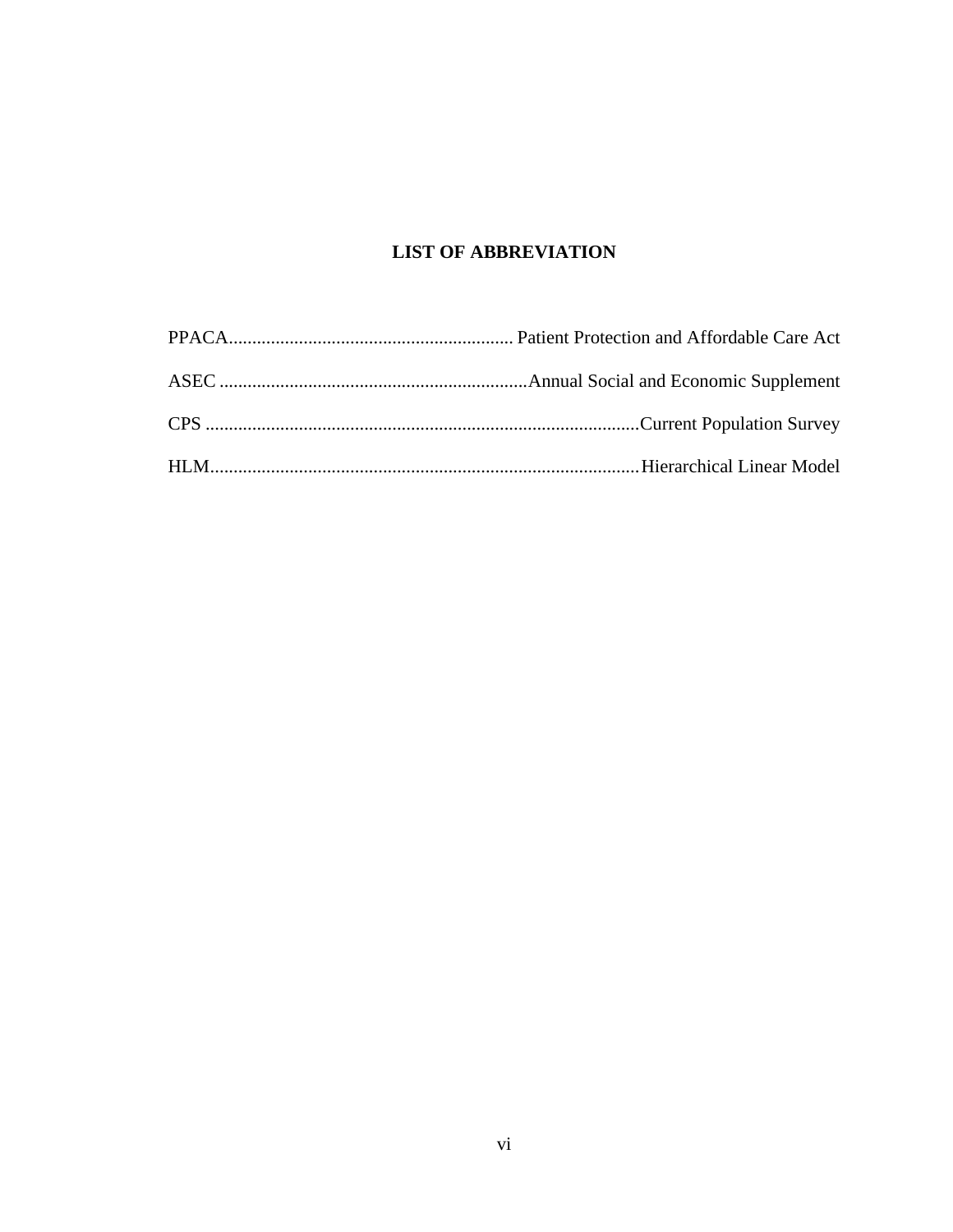# LIST OF ABBREVIATION

PPACA............................................................ Patient Protection and Affordable Care Act

ASEC ..................................................................Annual Social and Economic Supplement

CPS ............................................................................................Current Population Survey

HLM............................................................................................Hierarchical Linear Model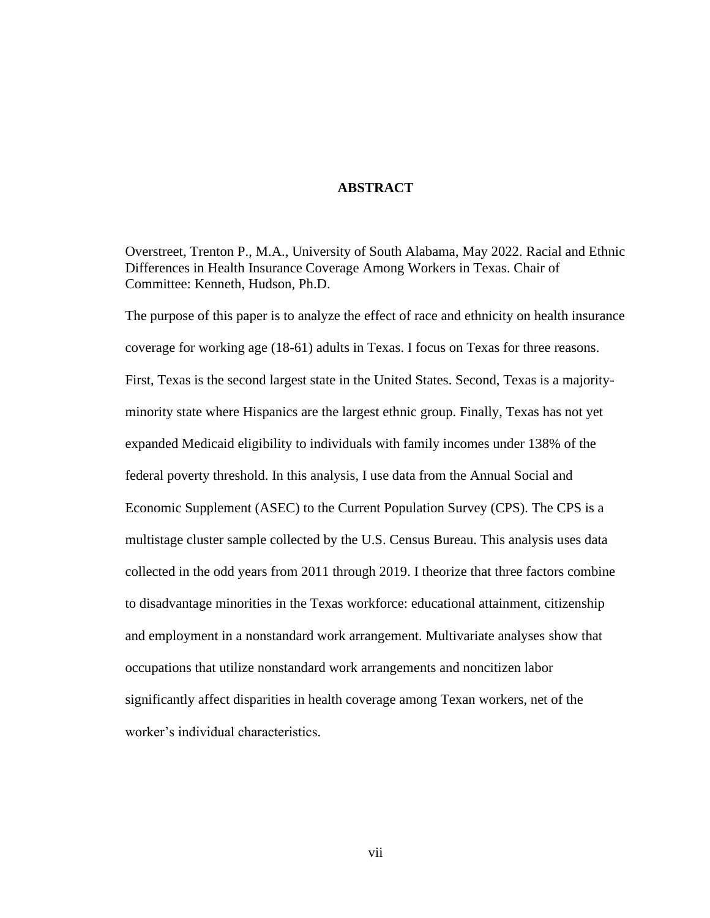# ABSTRACT

Overstreet, Trenton P., M.A., University of South Alabama, May 2022. Racial and Ethnic Differences in Health Insurance Coverage Among Workers in Texas. Chair of Committee: Kenneth, Hudson, Ph.D.

The purpose of this paper is to analyze the effect of race and ethnicity on health insurance coverage for working age (18-61) adults in Texas. I focus on Texas for three reasons. First, Texas is the second largest state in the United States. Second, Texas is a majority-minority state where Hispanics are the largest ethnic group. Finally, Texas has not yet expanded Medicaid eligibility to individuals with family incomes under 138% of the federal poverty threshold. In this analysis, I use data from the Annual Social and Economic Supplement (ASEC) to the Current Population Survey (CPS). The CPS is a multistage cluster sample collected by the U.S. Census Bureau. This analysis uses data collected in the odd years from 2011 through 2019. I theorize that three factors combine to disadvantage minorities in the Texas workforce: educational attainment, citizenship and employment in a nonstandard work arrangement. Multivariate analyses show that occupations that utilize nonstandard work arrangements and noncitizen labor significantly affect disparities in health coverage among Texan workers, net of the worker's individual characteristics.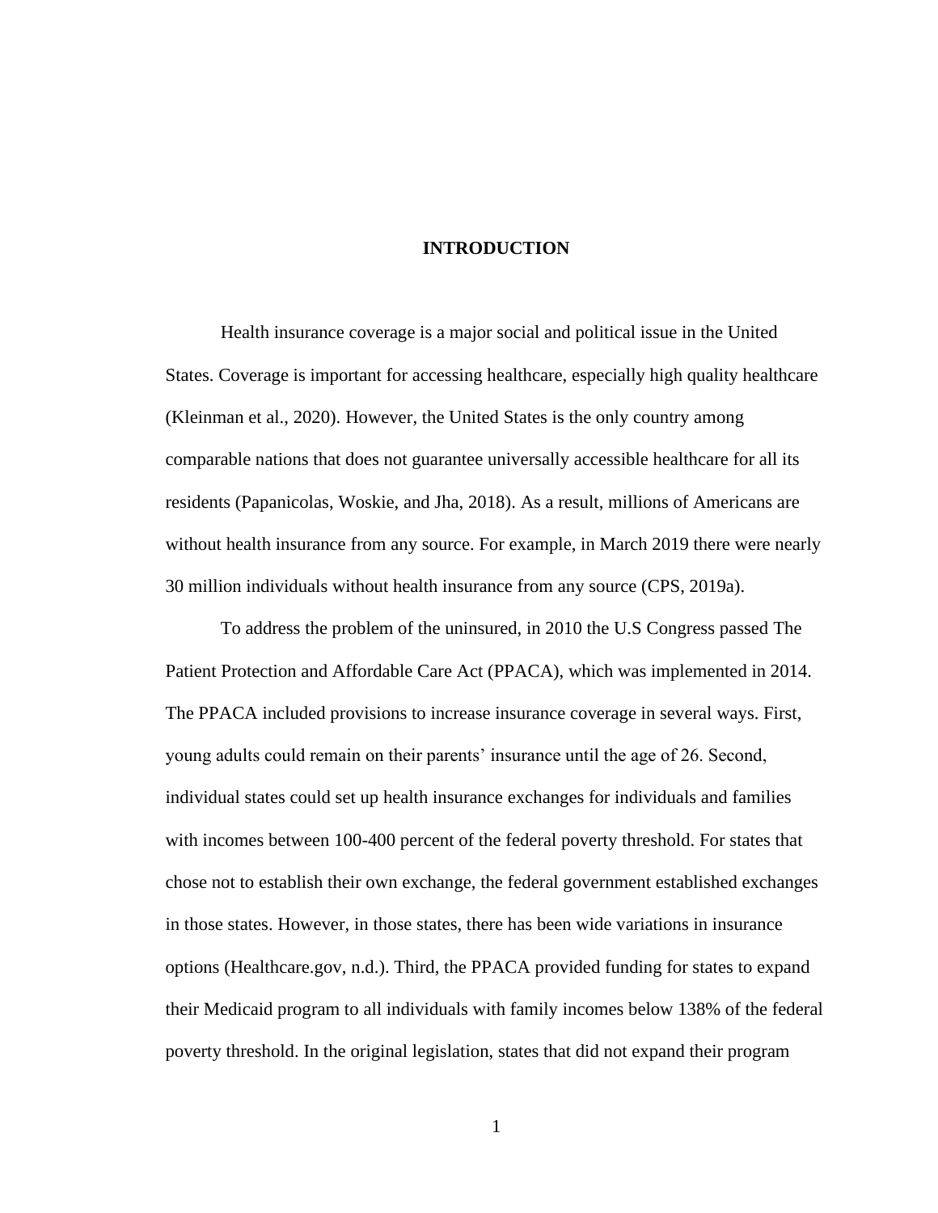# INTRODUCTION

Health insurance coverage is a major social and political issue in the United States. Coverage is important for accessing healthcare, especially high quality healthcare (Kleinman et al., 2020). However, the United States is the only country among comparable nations that does not guarantee universally accessible healthcare for all its residents (Papanicolas, Woskie, and Jha, 2018). As a result, millions of Americans are without health insurance from any source. For example, in March 2019 there were nearly 30 million individuals without health insurance from any source (CPS, 2019a).

To address the problem of the uninsured, in 2010 the U.S Congress passed The Patient Protection and Affordable Care Act (PPACA), which was implemented in 2014. The PPACA included provisions to increase insurance coverage in several ways. First, young adults could remain on their parents' insurance until the age of 26. Second, individual states could set up health insurance exchanges for individuals and families with incomes between 100-400 percent of the federal poverty threshold. For states that chose not to establish their own exchange, the federal government established exchanges in those states. However, in those states, there has been wide variations in insurance options (Healthcare.gov, n.d.). Third, the PPACA provided funding for states to expand their Medicaid program to all individuals with family incomes below 138% of the federal poverty threshold. In the original legislation, states that did not expand their program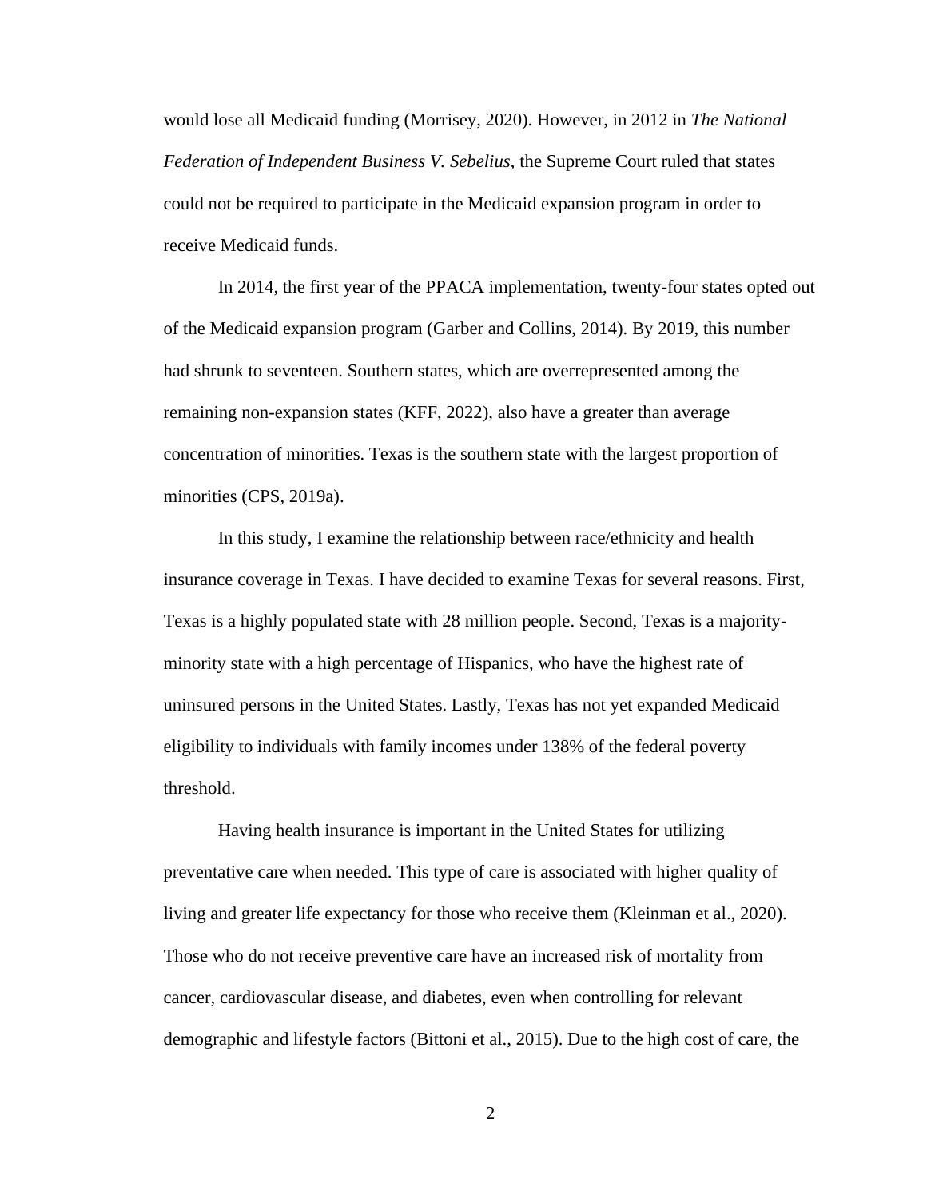would lose all Medicaid funding (Morrisey, 2020). However, in 2012 in *The National Federation of Independent Business V. Sebelius*, the Supreme Court ruled that states could not be required to participate in the Medicaid expansion program in order to receive Medicaid funds.

In 2014, the first year of the PPACA implementation, twenty-four states opted out of the Medicaid expansion program (Garber and Collins, 2014). By 2019, this number had shrunk to seventeen. Southern states, which are overrepresented among the remaining non-expansion states (KFF, 2022), also have a greater than average concentration of minorities. Texas is the southern state with the largest proportion of minorities (CPS, 2019a).

In this study, I examine the relationship between race/ethnicity and health insurance coverage in Texas. I have decided to examine Texas for several reasons. First, Texas is a highly populated state with 28 million people. Second, Texas is a majority-minority state with a high percentage of Hispanics, who have the highest rate of uninsured persons in the United States. Lastly, Texas has not yet expanded Medicaid eligibility to individuals with family incomes under 138% of the federal poverty threshold.

Having health insurance is important in the United States for utilizing preventative care when needed. This type of care is associated with higher quality of living and greater life expectancy for those who receive them (Kleinman et al., 2020). Those who do not receive preventive care have an increased risk of mortality from cancer, cardiovascular disease, and diabetes, even when controlling for relevant demographic and lifestyle factors (Bittoni et al., 2015). Due to the high cost of care, the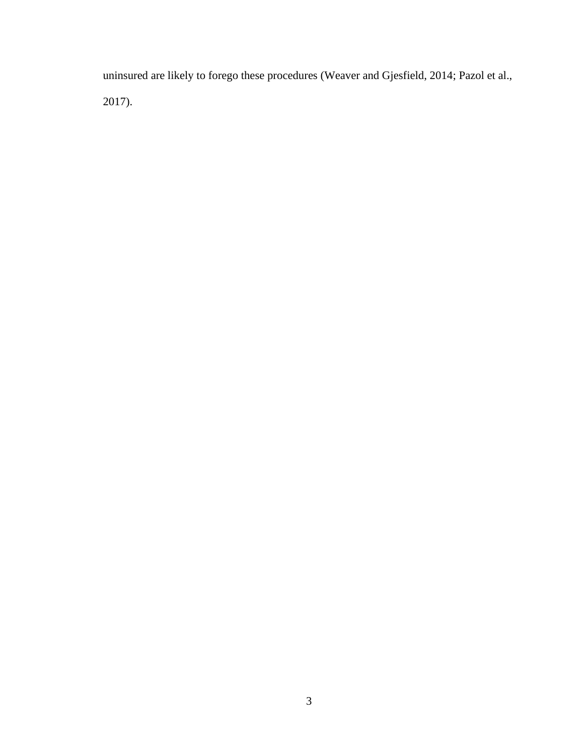uninsured are likely to forego these procedures (Weaver and Gjesfield, 2014; Pazol et al., 2017).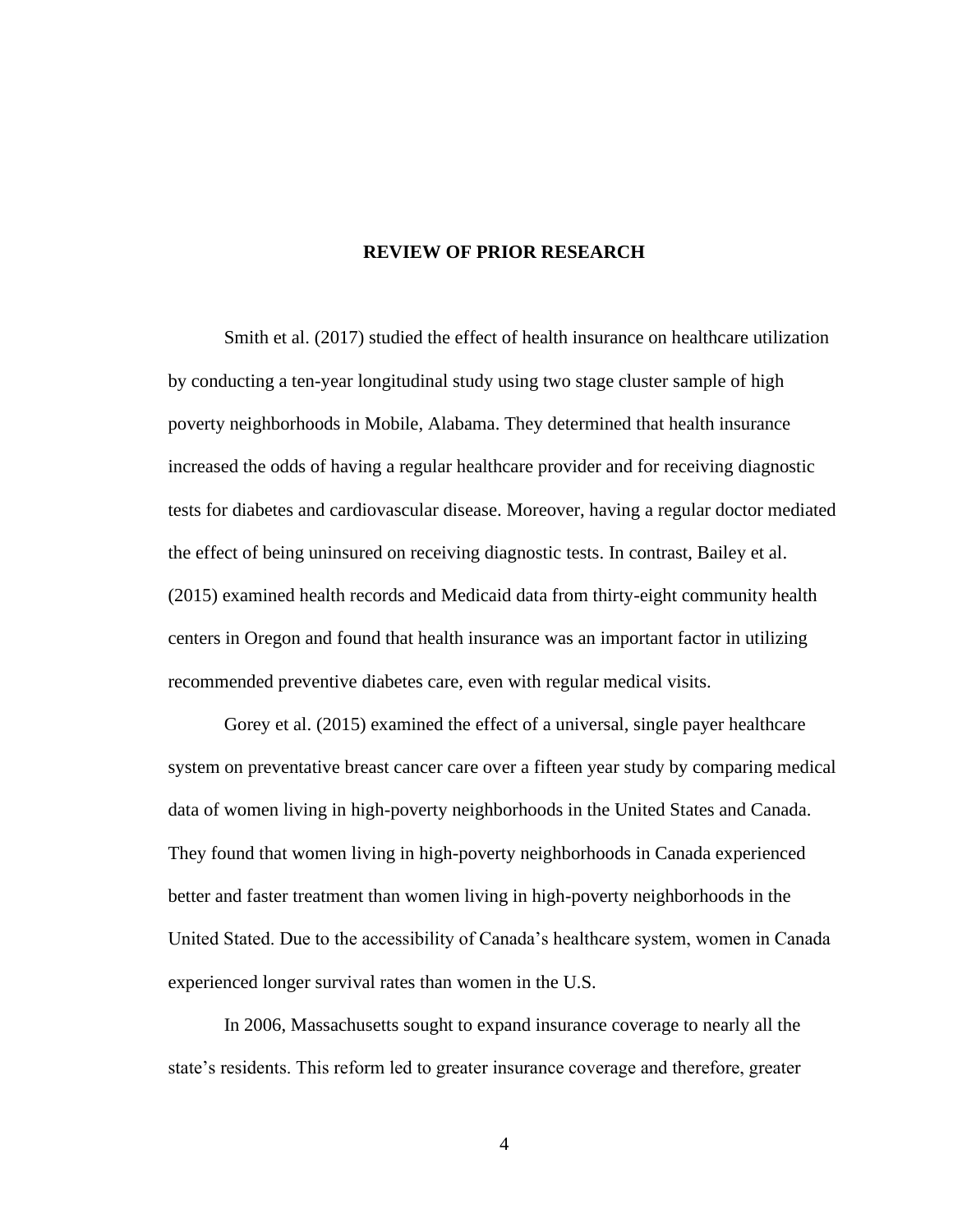## REVIEW OF PRIOR RESEARCH

Smith et al. (2017) studied the effect of health insurance on healthcare utilization by conducting a ten-year longitudinal study using two stage cluster sample of high poverty neighborhoods in Mobile, Alabama. They determined that health insurance increased the odds of having a regular healthcare provider and for receiving diagnostic tests for diabetes and cardiovascular disease. Moreover, having a regular doctor mediated the effect of being uninsured on receiving diagnostic tests. In contrast, Bailey et al. (2015) examined health records and Medicaid data from thirty-eight community health centers in Oregon and found that health insurance was an important factor in utilizing recommended preventive diabetes care, even with regular medical visits.

Gorey et al. (2015) examined the effect of a universal, single payer healthcare system on preventative breast cancer care over a fifteen year study by comparing medical data of women living in high-poverty neighborhoods in the United States and Canada. They found that women living in high-poverty neighborhoods in Canada experienced better and faster treatment than women living in high-poverty neighborhoods in the United Stated. Due to the accessibility of Canada's healthcare system, women in Canada experienced longer survival rates than women in the U.S.

In 2006, Massachusetts sought to expand insurance coverage to nearly all the state's residents. This reform led to greater insurance coverage and therefore, greater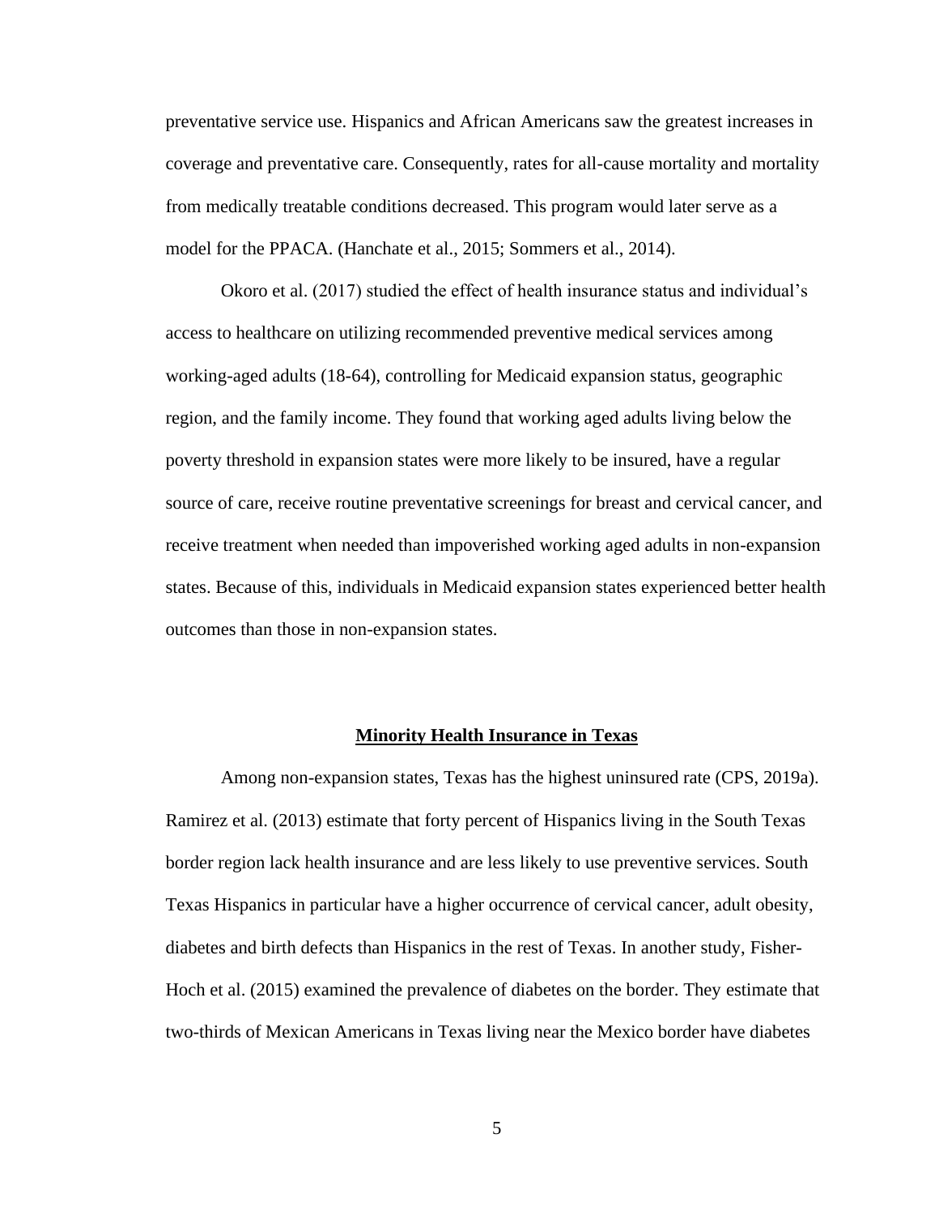preventative service use. Hispanics and African Americans saw the greatest increases in coverage and preventative care. Consequently, rates for all-cause mortality and mortality from medically treatable conditions decreased. This program would later serve as a model for the PPACA. (Hanchate et al., 2015; Sommers et al., 2014).

Okoro et al. (2017) studied the effect of health insurance status and individual's access to healthcare on utilizing recommended preventive medical services among working-aged adults (18-64), controlling for Medicaid expansion status, geographic region, and the family income. They found that working aged adults living below the poverty threshold in expansion states were more likely to be insured, have a regular source of care, receive routine preventative screenings for breast and cervical cancer, and receive treatment when needed than impoverished working aged adults in non-expansion states. Because of this, individuals in Medicaid expansion states experienced better health outcomes than those in non-expansion states.

## **Minority Health Insurance in Texas**

Among non-expansion states, Texas has the highest uninsured rate (CPS, 2019a). Ramirez et al. (2013) estimate that forty percent of Hispanics living in the South Texas border region lack health insurance and are less likely to use preventive services. South Texas Hispanics in particular have a higher occurrence of cervical cancer, adult obesity, diabetes and birth defects than Hispanics in the rest of Texas. In another study, Fisher-Hoch et al. (2015) examined the prevalence of diabetes on the border. They estimate that two-thirds of Mexican Americans in Texas living near the Mexico border have diabetes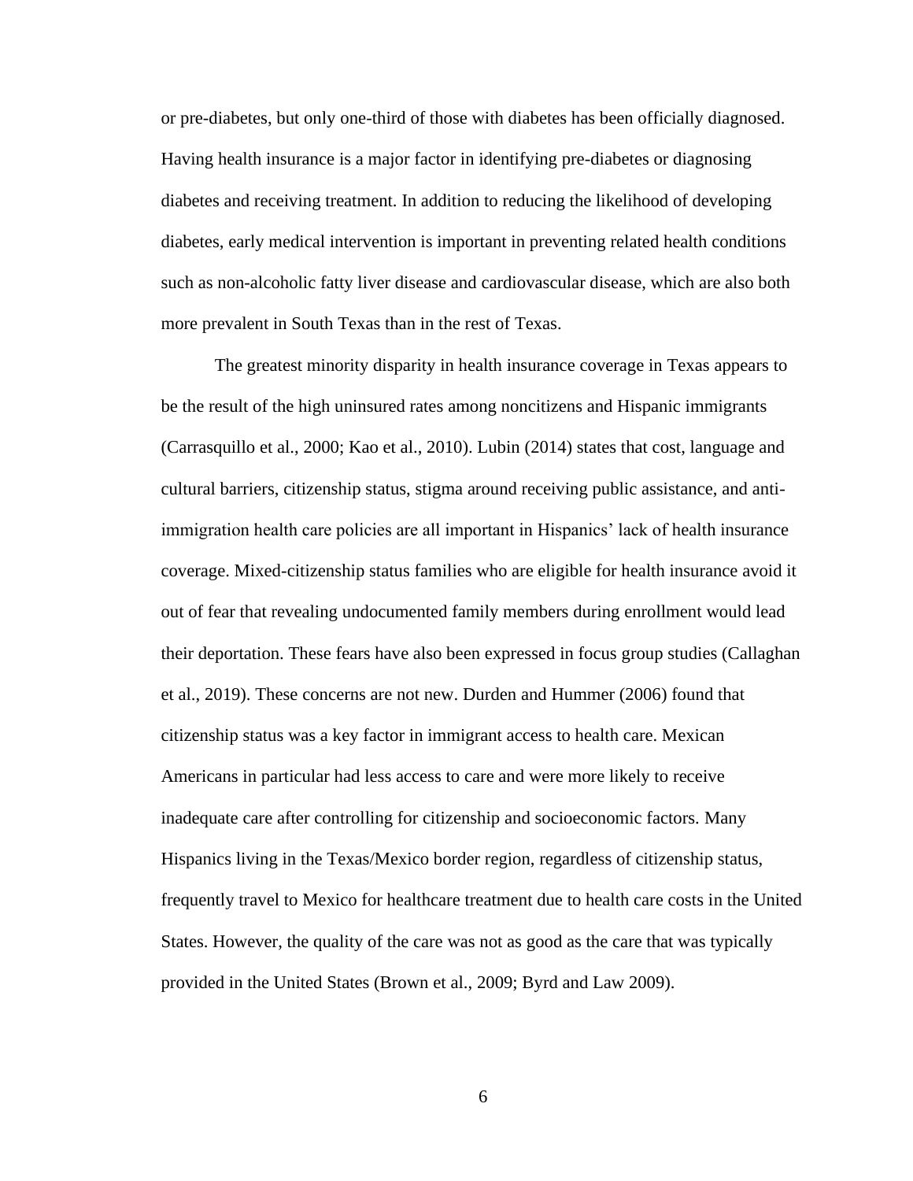or pre-diabetes, but only one-third of those with diabetes has been officially diagnosed. Having health insurance is a major factor in identifying pre-diabetes or diagnosing diabetes and receiving treatment. In addition to reducing the likelihood of developing diabetes, early medical intervention is important in preventing related health conditions such as non-alcoholic fatty liver disease and cardiovascular disease, which are also both more prevalent in South Texas than in the rest of Texas.

The greatest minority disparity in health insurance coverage in Texas appears to be the result of the high uninsured rates among noncitizens and Hispanic immigrants (Carrasquillo et al., 2000; Kao et al., 2010). Lubin (2014) states that cost, language and cultural barriers, citizenship status, stigma around receiving public assistance, and anti-immigration health care policies are all important in Hispanics' lack of health insurance coverage. Mixed-citizenship status families who are eligible for health insurance avoid it out of fear that revealing undocumented family members during enrollment would lead their deportation. These fears have also been expressed in focus group studies (Callaghan et al., 2019). These concerns are not new. Durden and Hummer (2006) found that citizenship status was a key factor in immigrant access to health care. Mexican Americans in particular had less access to care and were more likely to receive inadequate care after controlling for citizenship and socioeconomic factors. Many Hispanics living in the Texas/Mexico border region, regardless of citizenship status, frequently travel to Mexico for healthcare treatment due to health care costs in the United States. However, the quality of the care was not as good as the care that was typically provided in the United States (Brown et al., 2009; Byrd and Law 2009).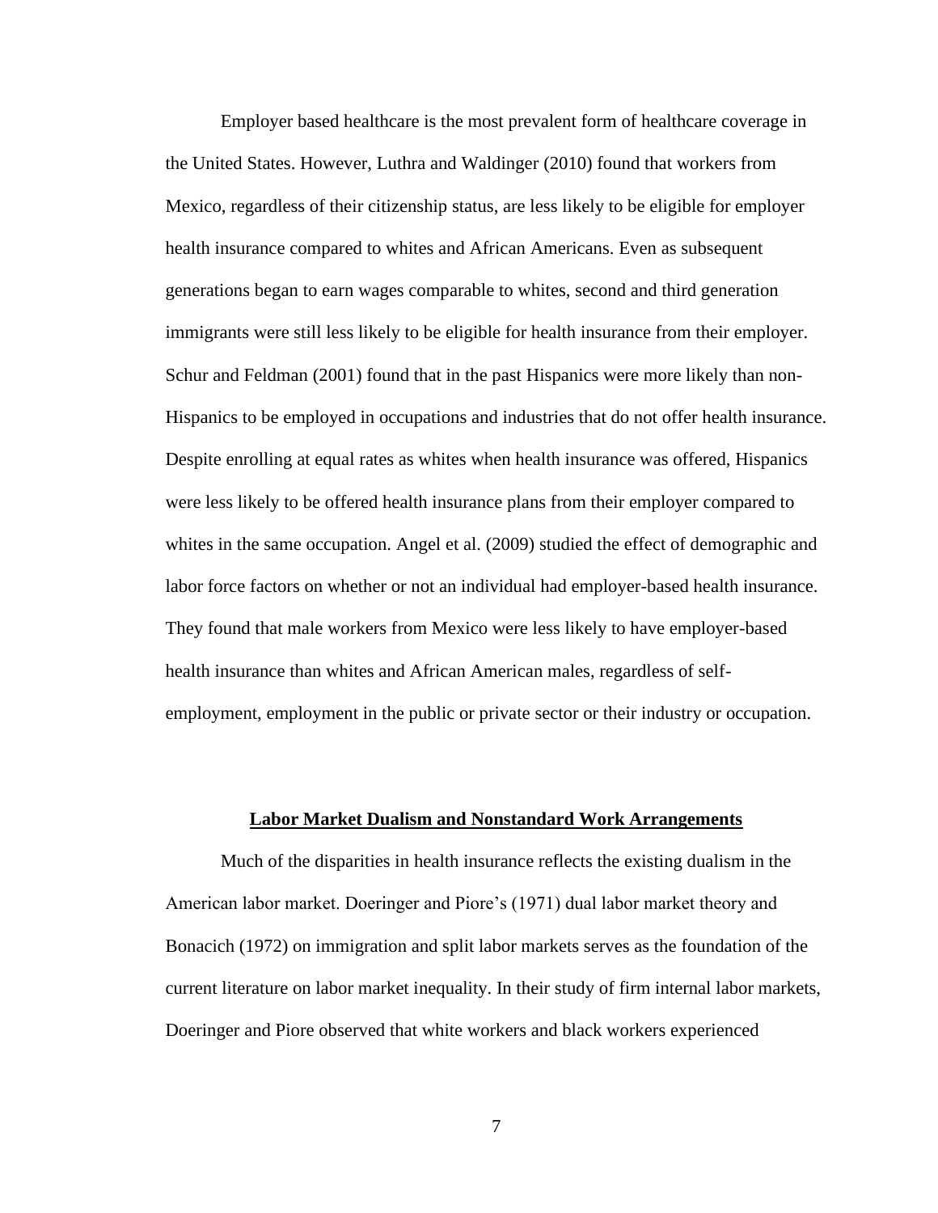Employer based healthcare is the most prevalent form of healthcare coverage in the United States. However, Luthra and Waldinger (2010) found that workers from Mexico, regardless of their citizenship status, are less likely to be eligible for employer health insurance compared to whites and African Americans. Even as subsequent generations began to earn wages comparable to whites, second and third generation immigrants were still less likely to be eligible for health insurance from their employer. Schur and Feldman (2001) found that in the past Hispanics were more likely than non-Hispanics to be employed in occupations and industries that do not offer health insurance. Despite enrolling at equal rates as whites when health insurance was offered, Hispanics were less likely to be offered health insurance plans from their employer compared to whites in the same occupation. Angel et al. (2009) studied the effect of demographic and labor force factors on whether or not an individual had employer-based health insurance. They found that male workers from Mexico were less likely to have employer-based health insurance than whites and African American males, regardless of self-employment, employment in the public or private sector or their industry or occupation.

## Labor Market Dualism and Nonstandard Work Arrangements

Much of the disparities in health insurance reflects the existing dualism in the American labor market. Doeringer and Piore's (1971) dual labor market theory and Bonacich (1972) on immigration and split labor markets serves as the foundation of the current literature on labor market inequality. In their study of firm internal labor markets, Doeringer and Piore observed that white workers and black workers experienced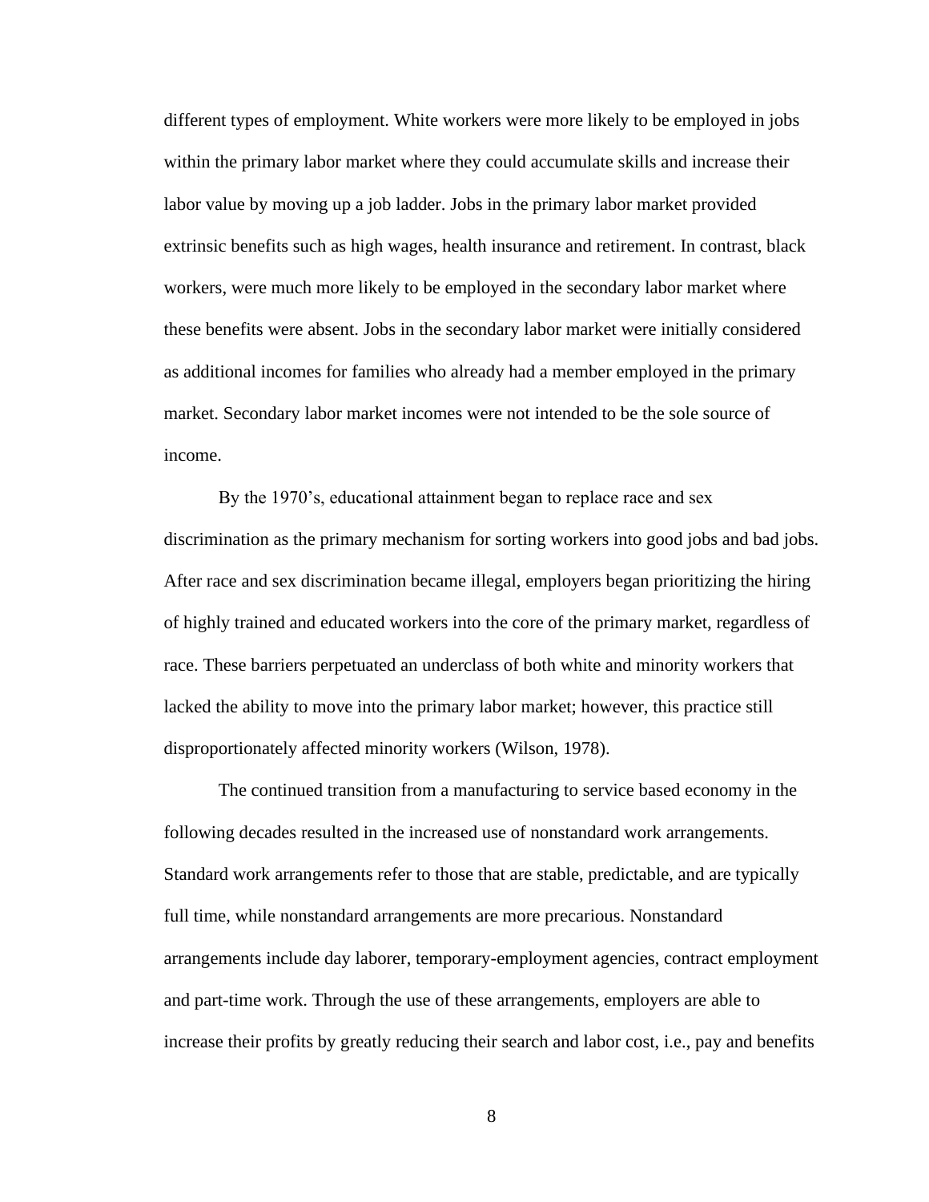different types of employment. White workers were more likely to be employed in jobs within the primary labor market where they could accumulate skills and increase their labor value by moving up a job ladder. Jobs in the primary labor market provided extrinsic benefits such as high wages, health insurance and retirement. In contrast, black workers, were much more likely to be employed in the secondary labor market where these benefits were absent. Jobs in the secondary labor market were initially considered as additional incomes for families who already had a member employed in the primary market. Secondary labor market incomes were not intended to be the sole source of income.

By the 1970's, educational attainment began to replace race and sex discrimination as the primary mechanism for sorting workers into good jobs and bad jobs. After race and sex discrimination became illegal, employers began prioritizing the hiring of highly trained and educated workers into the core of the primary market, regardless of race. These barriers perpetuated an underclass of both white and minority workers that lacked the ability to move into the primary labor market; however, this practice still disproportionately affected minority workers (Wilson, 1978).

The continued transition from a manufacturing to service based economy in the following decades resulted in the increased use of nonstandard work arrangements. Standard work arrangements refer to those that are stable, predictable, and are typically full time, while nonstandard arrangements are more precarious. Nonstandard arrangements include day laborer, temporary-employment agencies, contract employment and part-time work. Through the use of these arrangements, employers are able to increase their profits by greatly reducing their search and labor cost, i.e., pay and benefits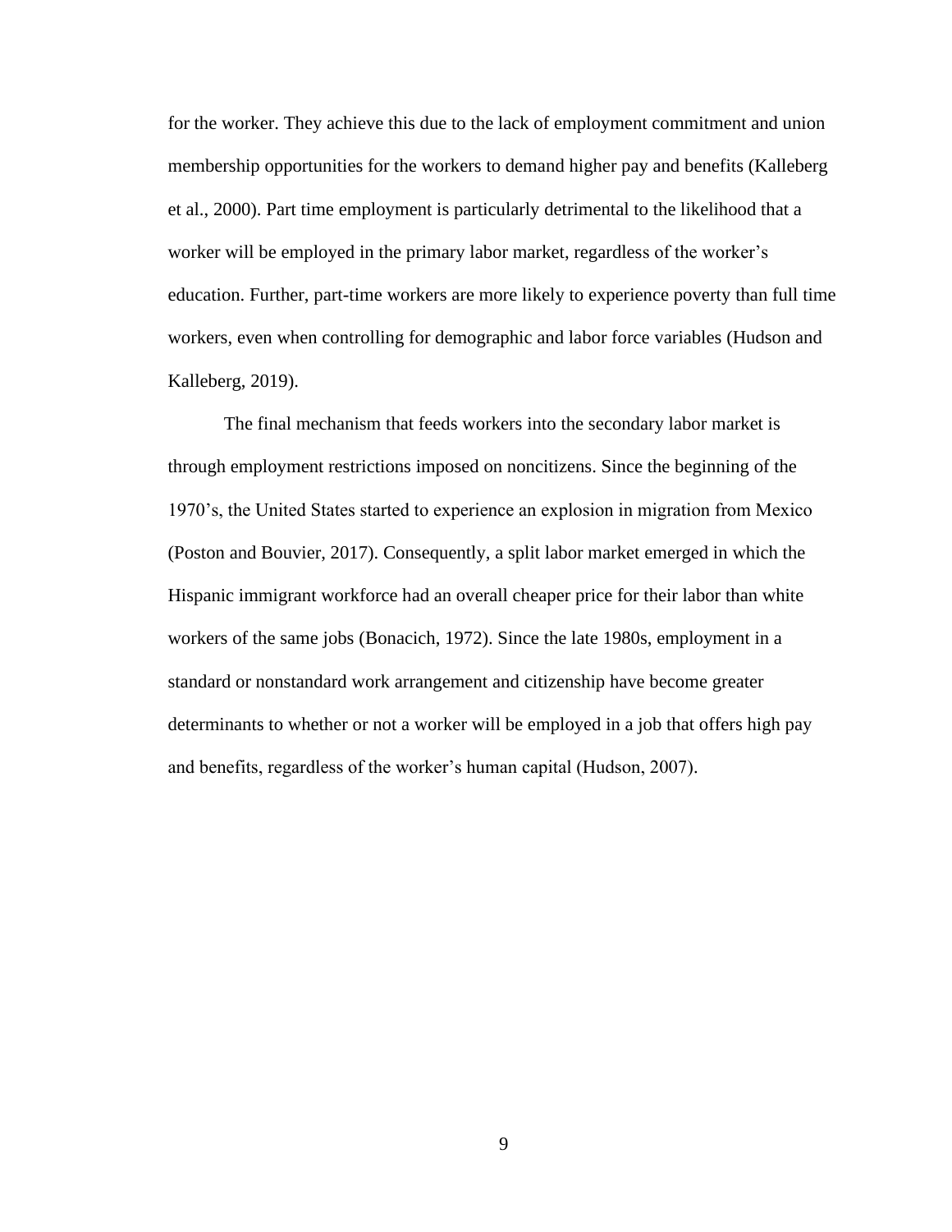for the worker. They achieve this due to the lack of employment commitment and union membership opportunities for the workers to demand higher pay and benefits (Kalleberg et al., 2000). Part time employment is particularly detrimental to the likelihood that a worker will be employed in the primary labor market, regardless of the worker's education. Further, part-time workers are more likely to experience poverty than full time workers, even when controlling for demographic and labor force variables (Hudson and Kalleberg, 2019).

The final mechanism that feeds workers into the secondary labor market is through employment restrictions imposed on noncitizens. Since the beginning of the 1970's, the United States started to experience an explosion in migration from Mexico (Poston and Bouvier, 2017). Consequently, a split labor market emerged in which the Hispanic immigrant workforce had an overall cheaper price for their labor than white workers of the same jobs (Bonacich, 1972). Since the late 1980s, employment in a standard or nonstandard work arrangement and citizenship have become greater determinants to whether or not a worker will be employed in a job that offers high pay and benefits, regardless of the worker's human capital (Hudson, 2007).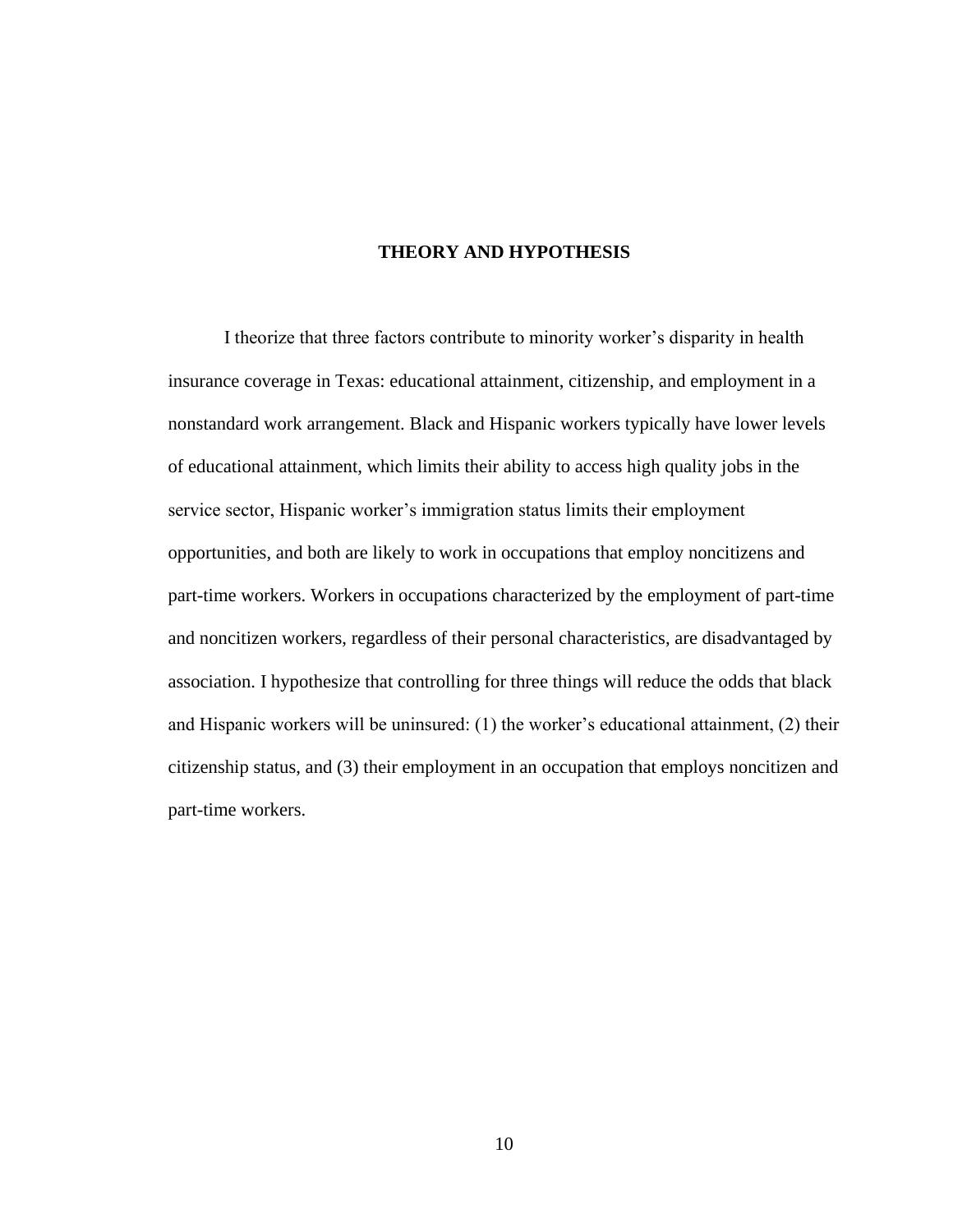# THEORY AND HYPOTHESIS

I theorize that three factors contribute to minority worker's disparity in health insurance coverage in Texas: educational attainment, citizenship, and employment in a nonstandard work arrangement. Black and Hispanic workers typically have lower levels of educational attainment, which limits their ability to access high quality jobs in the service sector, Hispanic worker's immigration status limits their employment opportunities, and both are likely to work in occupations that employ noncitizens and part-time workers. Workers in occupations characterized by the employment of part-time and noncitizen workers, regardless of their personal characteristics, are disadvantaged by association. I hypothesize that controlling for three things will reduce the odds that black and Hispanic workers will be uninsured: (1) the worker's educational attainment, (2) their citizenship status, and (3) their employment in an occupation that employs noncitizen and part-time workers.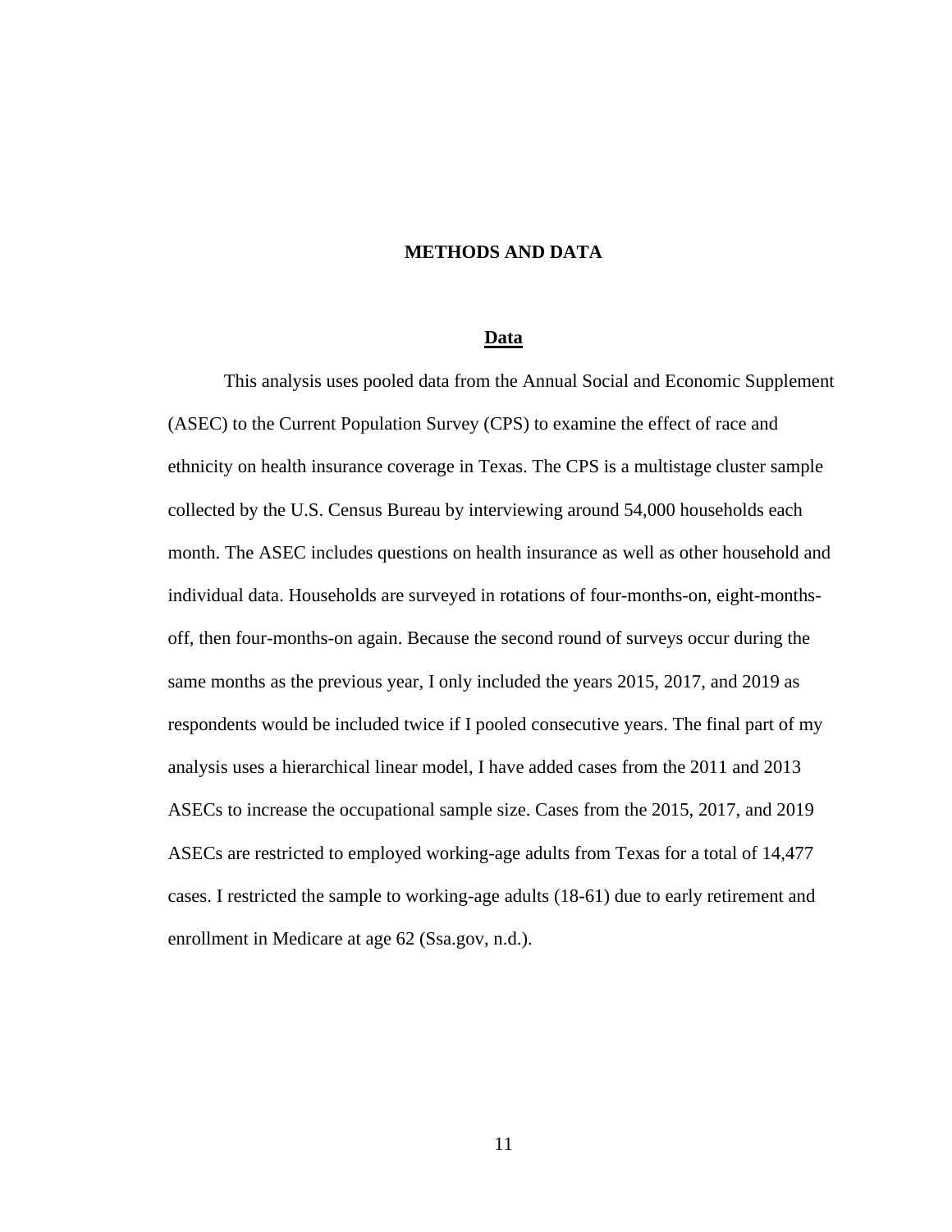# METHODS AND DATA

## Data

This analysis uses pooled data from the Annual Social and Economic Supplement (ASEC) to the Current Population Survey (CPS) to examine the effect of race and ethnicity on health insurance coverage in Texas. The CPS is a multistage cluster sample collected by the U.S. Census Bureau by interviewing around 54,000 households each month. The ASEC includes questions on health insurance as well as other household and individual data. Households are surveyed in rotations of four-months-on, eight-months-off, then four-months-on again. Because the second round of surveys occur during the same months as the previous year, I only included the years 2015, 2017, and 2019 as respondents would be included twice if I pooled consecutive years. The final part of my analysis uses a hierarchical linear model, I have added cases from the 2011 and 2013 ASECs to increase the occupational sample size. Cases from the 2015, 2017, and 2019 ASECs are restricted to employed working-age adults from Texas for a total of 14,477 cases. I restricted the sample to working-age adults (18-61) due to early retirement and enrollment in Medicare at age 62 (Ssa.gov, n.d.).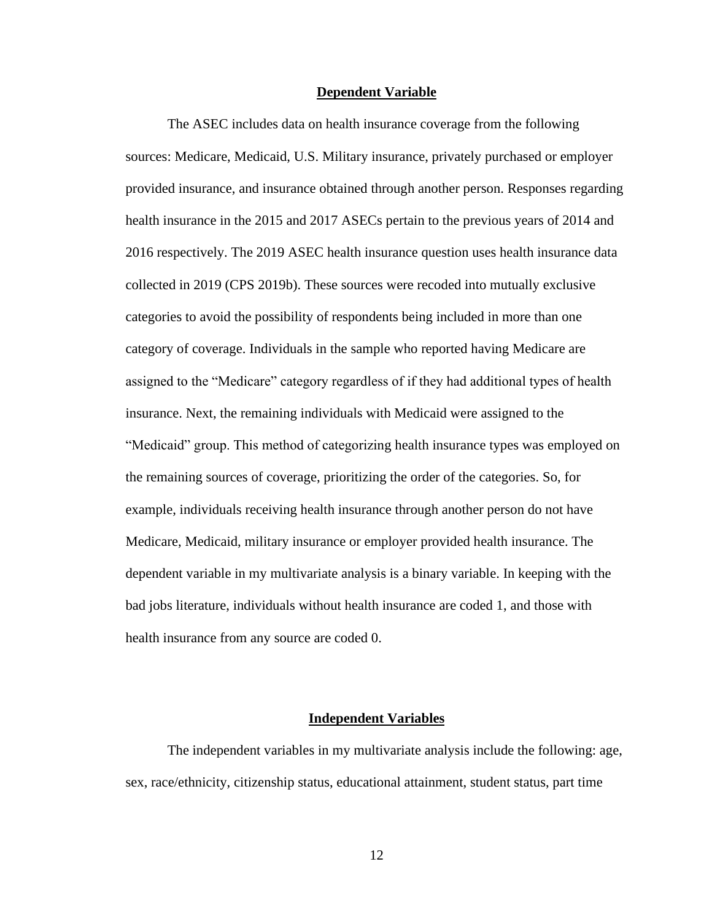## Dependent Variable

The ASEC includes data on health insurance coverage from the following sources: Medicare, Medicaid, U.S. Military insurance, privately purchased or employer provided insurance, and insurance obtained through another person. Responses regarding health insurance in the 2015 and 2017 ASECs pertain to the previous years of 2014 and 2016 respectively. The 2019 ASEC health insurance question uses health insurance data collected in 2019 (CPS 2019b). These sources were recoded into mutually exclusive categories to avoid the possibility of respondents being included in more than one category of coverage. Individuals in the sample who reported having Medicare are assigned to the "Medicare" category regardless of if they had additional types of health insurance. Next, the remaining individuals with Medicaid were assigned to the "Medicaid" group. This method of categorizing health insurance types was employed on the remaining sources of coverage, prioritizing the order of the categories. So, for example, individuals receiving health insurance through another person do not have Medicare, Medicaid, military insurance or employer provided health insurance. The dependent variable in my multivariate analysis is a binary variable. In keeping with the bad jobs literature, individuals without health insurance are coded 1, and those with health insurance from any source are coded 0.

## Independent Variables

The independent variables in my multivariate analysis include the following: age, sex, race/ethnicity, citizenship status, educational attainment, student status, part time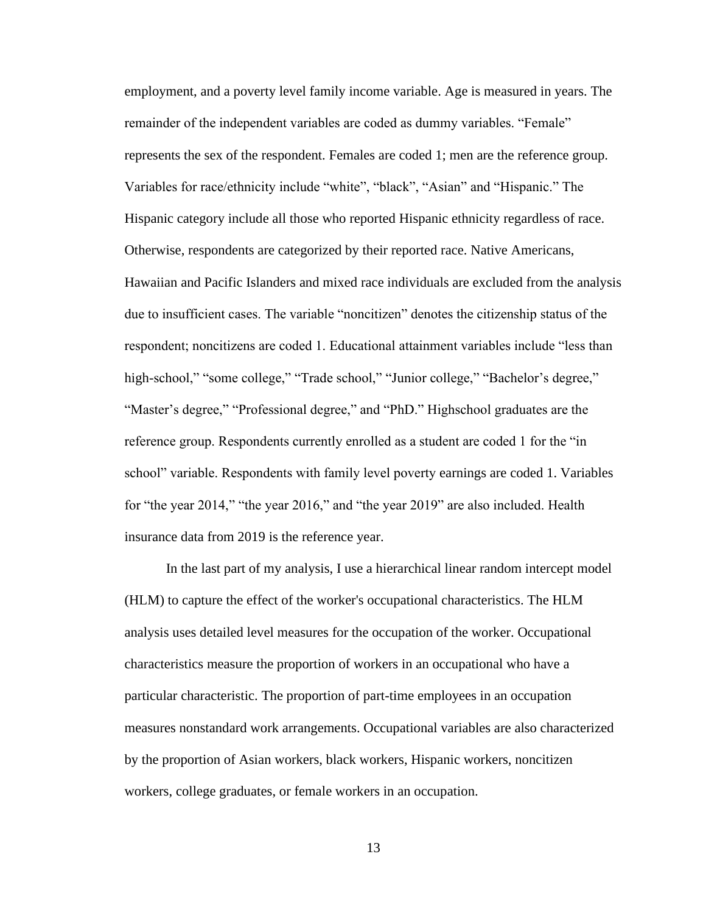employment, and a poverty level family income variable. Age is measured in years. The remainder of the independent variables are coded as dummy variables. “Female” represents the sex of the respondent. Females are coded 1; men are the reference group. Variables for race/ethnicity include “white”, “black”, “Asian” and “Hispanic.” The Hispanic category include all those who reported Hispanic ethnicity regardless of race. Otherwise, respondents are categorized by their reported race. Native Americans, Hawaiian and Pacific Islanders and mixed race individuals are excluded from the analysis due to insufficient cases. The variable “noncitizen” denotes the citizenship status of the respondent; noncitizens are coded 1. Educational attainment variables include “less than high-school,” “some college,” “Trade school,” “Junior college,” “Bachelor’s degree,” “Master’s degree,” “Professional degree,” and “PhD.” Highschool graduates are the reference group. Respondents currently enrolled as a student are coded 1 for the “in school” variable. Respondents with family level poverty earnings are coded 1. Variables for “the year 2014,” “the year 2016,” and “the year 2019” are also included. Health insurance data from 2019 is the reference year.

In the last part of my analysis, I use a hierarchical linear random intercept model (HLM) to capture the effect of the worker's occupational characteristics. The HLM analysis uses detailed level measures for the occupation of the worker. Occupational characteristics measure the proportion of workers in an occupational who have a particular characteristic. The proportion of part-time employees in an occupation measures nonstandard work arrangements. Occupational variables are also characterized by the proportion of Asian workers, black workers, Hispanic workers, noncitizen workers, college graduates, or female workers in an occupation.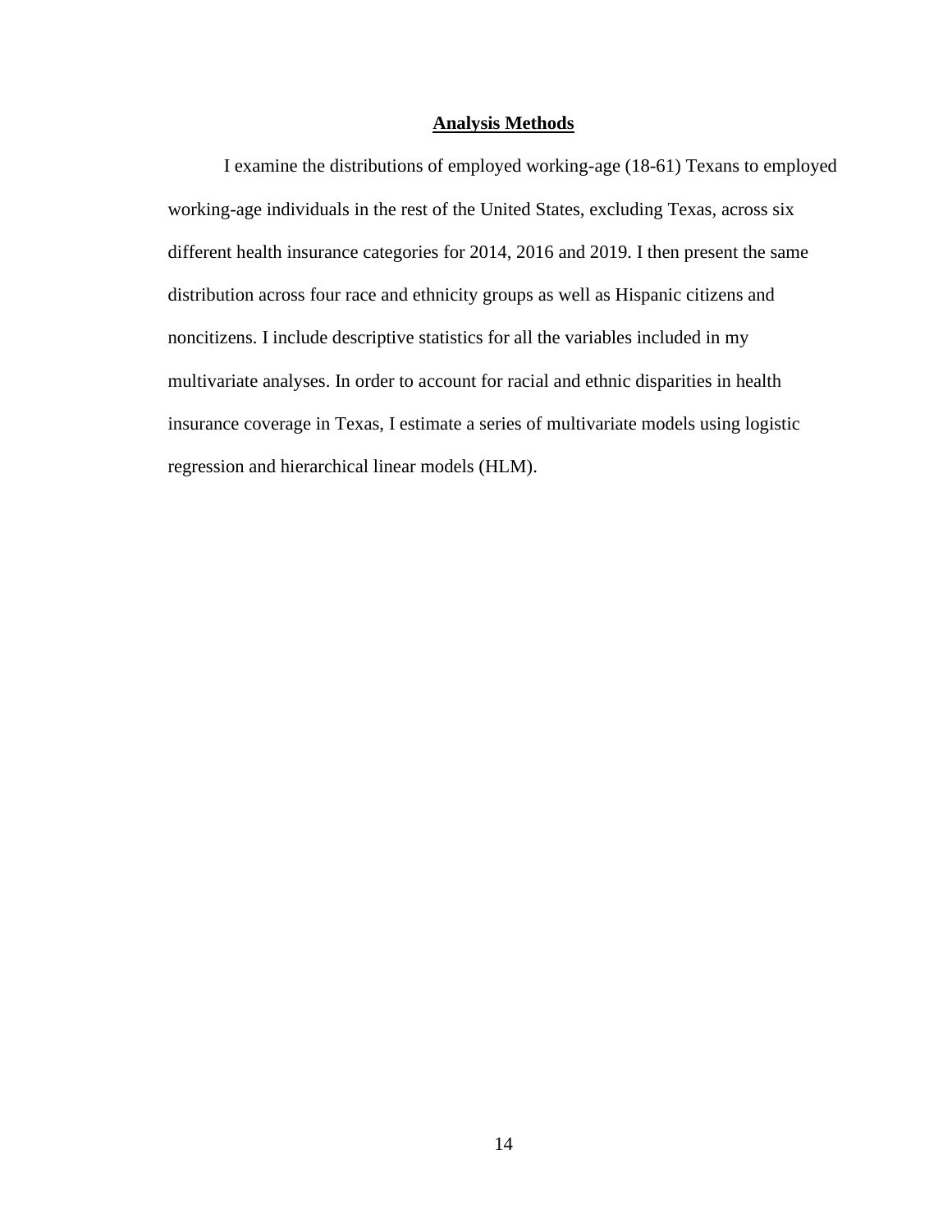## Analysis Methods

I examine the distributions of employed working-age (18-61) Texans to employed working-age individuals in the rest of the United States, excluding Texas, across six different health insurance categories for 2014, 2016 and 2019. I then present the same distribution across four race and ethnicity groups as well as Hispanic citizens and noncitizens. I include descriptive statistics for all the variables included in my multivariate analyses. In order to account for racial and ethnic disparities in health insurance coverage in Texas, I estimate a series of multivariate models using logistic regression and hierarchical linear models (HLM).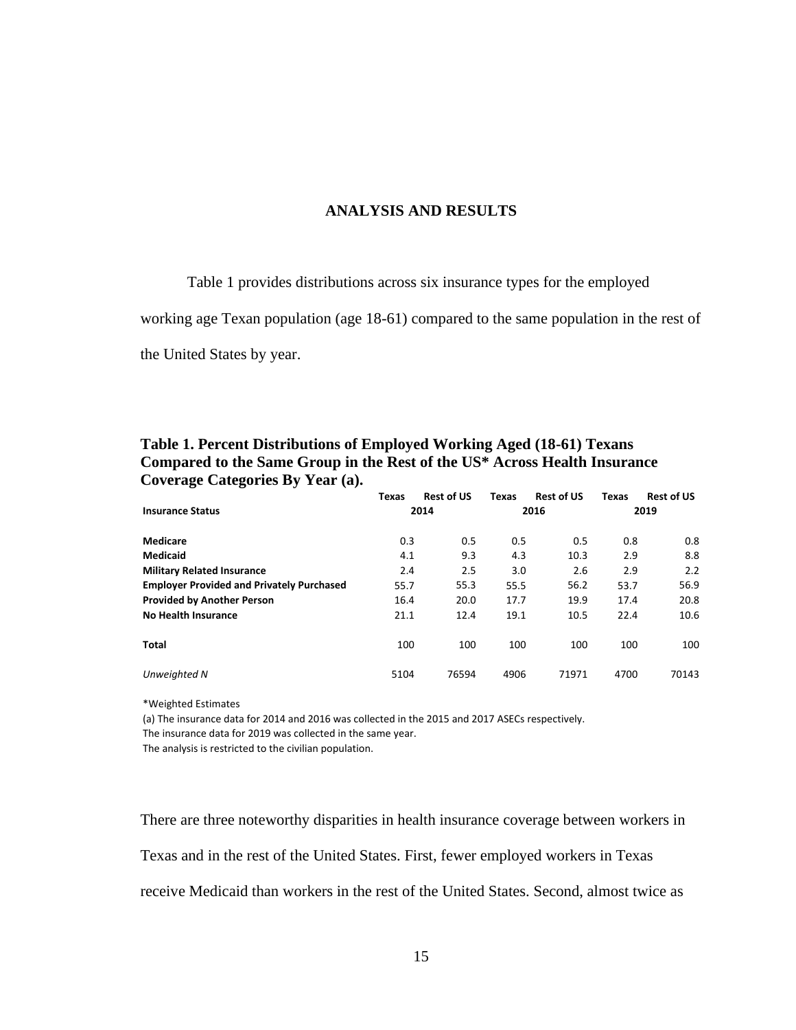## ANALYSIS AND RESULTS

Table 1 provides distributions across six insurance types for the employed working age Texan population (age 18-61) compared to the same population in the rest of the United States by year.

**Table 1. Percent Distributions of Employed Working Aged (18-61) Texans Compared to the Same Group in the Rest of the US* Across Health Insurance Coverage Categories By Year (a).**

| Insurance Status | Texas | Rest of US | Texas | Rest of US | Texas | Rest of US |
|---|---|---|---|---|---|---|
| | 2014 | | 2016 | | 2019 | |
| **Medicare** | 0.3 | 0.5 | 0.5 | 0.5 | 0.8 | 0.8 |
| **Medicaid** | 4.1 | 9.3 | 4.3 | 10.3 | 2.9 | 8.8 |
| **Military Related Insurance** | 2.4 | 2.5 | 3.0 | 2.6 | 2.9 | 2.2 |
| **Employer Provided and Privately Purchased** | 55.7 | 55.3 | 55.5 | 56.2 | 53.7 | 56.9 |
| **Provided by Another Person** | 16.4 | 20.0 | 17.7 | 19.9 | 17.4 | 20.8 |
| **No Health Insurance** | 21.1 | 12.4 | 19.1 | 10.5 | 22.4 | 10.6 |
| **Total** | 100 | 100 | 100 | 100 | 100 | 100 |
| *Unweighted N* | 5104 | 76594 | 4906 | 71971 | 4700 | 70143 |

*Weighted Estimates

(a) The insurance data for 2014 and 2016 was collected in the 2015 and 2017 ASECs respectively.

The insurance data for 2019 was collected in the same year.

The analysis is restricted to the civilian population.

There are three noteworthy disparities in health insurance coverage between workers in Texas and in the rest of the United States. First, fewer employed workers in Texas receive Medicaid than workers in the rest of the United States. Second, almost twice as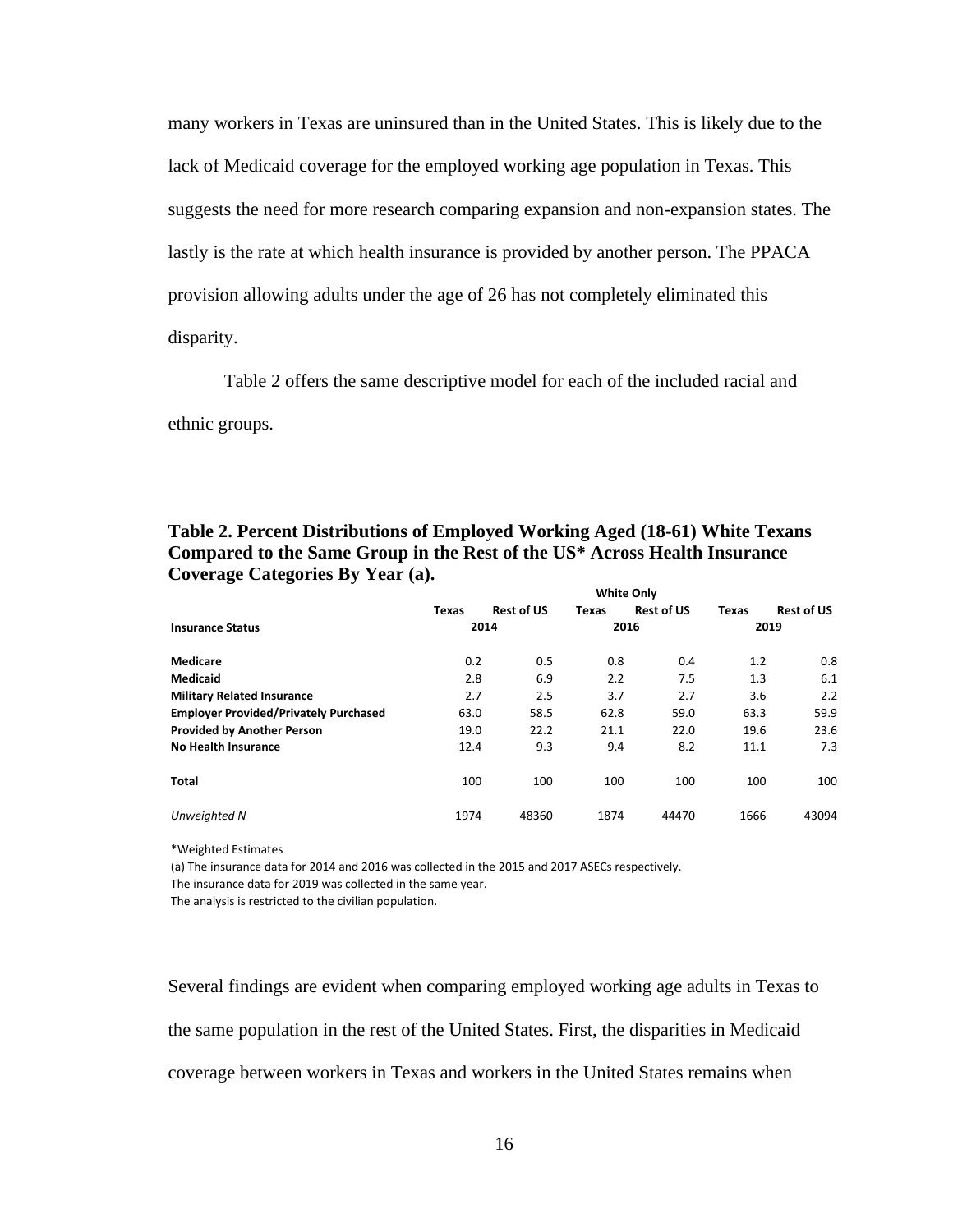many workers in Texas are uninsured than in the United States. This is likely due to the lack of Medicaid coverage for the employed working age population in Texas. This suggests the need for more research comparing expansion and non-expansion states. The lastly is the rate at which health insurance is provided by another person. The PPACA provision allowing adults under the age of 26 has not completely eliminated this disparity.

Table 2 offers the same descriptive model for each of the included racial and ethnic groups.

**Table 2. Percent Distributions of Employed Working Aged (18-61) White Texans Compared to the Same Group in the Rest of the US* Across Health Insurance Coverage Categories By Year (a).**

| | White Only | | | | | |
|---|---|---|---|---|---|---|
| | Texas | Rest of US | Texas | Rest of US | Texas | Rest of US |
| **Insurance Status** | 2014 | | 2016 | | 2019 | |
| **Medicare** | 0.2 | 0.5 | 0.8 | 0.4 | 1.2 | 0.8 |
| **Medicaid** | 2.8 | 6.9 | 2.2 | 7.5 | 1.3 | 6.1 |
| **Military Related Insurance** | 2.7 | 2.5 | 3.7 | 2.7 | 3.6 | 2.2 |
| **Employer Provided/Privately Purchased** | 63.0 | 58.5 | 62.8 | 59.0 | 63.3 | 59.9 |
| **Provided by Another Person** | 19.0 | 22.2 | 21.1 | 22.0 | 19.6 | 23.6 |
| **No Health Insurance** | 12.4 | 9.3 | 9.4 | 8.2 | 11.1 | 7.3 |
| **Total** | 100 | 100 | 100 | 100 | 100 | 100 |
| *Unweighted N* | 1974 | 48360 | 1874 | 44470 | 1666 | 43094 |

*Weighted Estimates

(a) The insurance data for 2014 and 2016 was collected in the 2015 and 2017 ASECs respectively.

The insurance data for 2019 was collected in the same year.

The analysis is restricted to the civilian population.

Several findings are evident when comparing employed working age adults in Texas to the same population in the rest of the United States. First, the disparities in Medicaid coverage between workers in Texas and workers in the United States remains when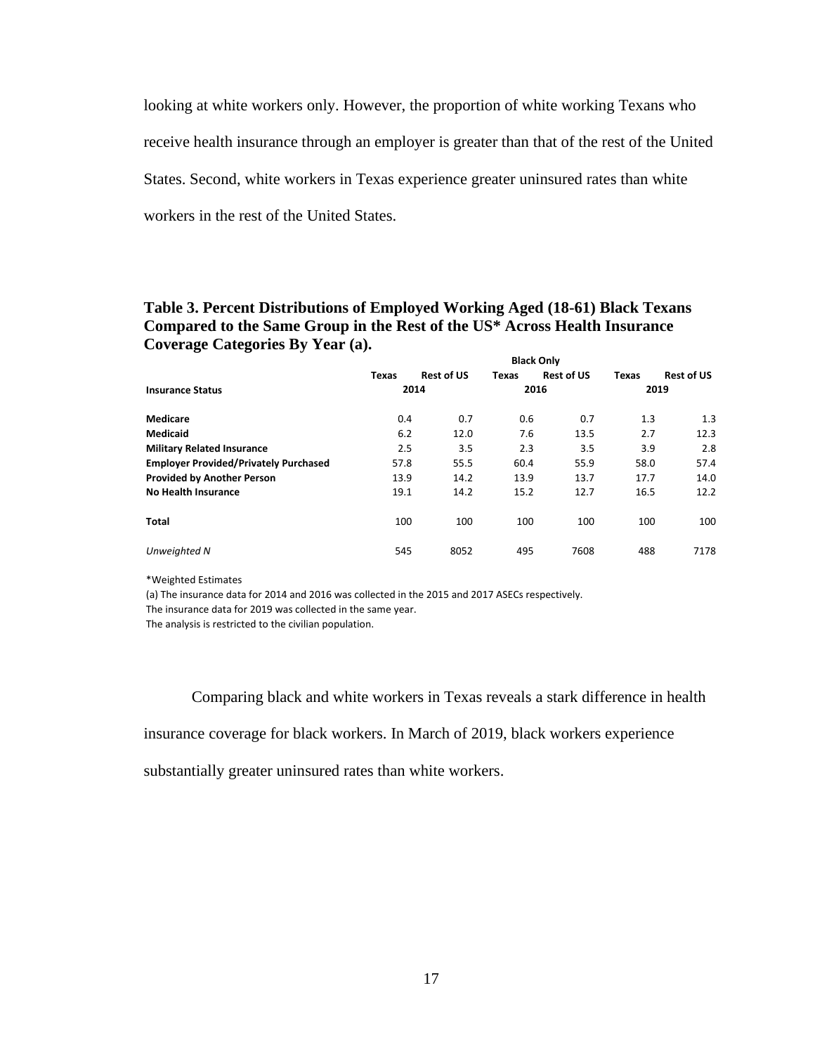looking at white workers only. However, the proportion of white working Texans who receive health insurance through an employer is greater than that of the rest of the United States. Second, white workers in Texas experience greater uninsured rates than white workers in the rest of the United States.

**Table 3. Percent Distributions of Employed Working Aged (18-61) Black Texans Compared to the Same Group in the Rest of the US* Across Health Insurance Coverage Categories By Year (a).**

| | Black Only | | | | | |
|---|---|---|---|---|---|---|
| | Texas | Rest of US | Texas | Rest of US | Texas | Rest of US |
| **Insurance Status** | 2014 | | 2016 | | 2019 | |
| **Medicare** | 0.4 | 0.7 | 0.6 | 0.7 | 1.3 | 1.3 |
| **Medicaid** | 6.2 | 12.0 | 7.6 | 13.5 | 2.7 | 12.3 |
| **Military Related Insurance** | 2.5 | 3.5 | 2.3 | 3.5 | 3.9 | 2.8 |
| **Employer Provided/Privately Purchased** | 57.8 | 55.5 | 60.4 | 55.9 | 58.0 | 57.4 |
| **Provided by Another Person** | 13.9 | 14.2 | 13.9 | 13.7 | 17.7 | 14.0 |
| **No Health Insurance** | 19.1 | 14.2 | 15.2 | 12.7 | 16.5 | 12.2 |
| **Total** | 100 | 100 | 100 | 100 | 100 | 100 |
| *Unweighted N* | 545 | 8052 | 495 | 7608 | 488 | 7178 |

*Weighted Estimates

(a) The insurance data for 2014 and 2016 was collected in the 2015 and 2017 ASECs respectively.

The insurance data for 2019 was collected in the same year.

The analysis is restricted to the civilian population.

Comparing black and white workers in Texas reveals a stark difference in health insurance coverage for black workers. In March of 2019, black workers experience substantially greater uninsured rates than white workers.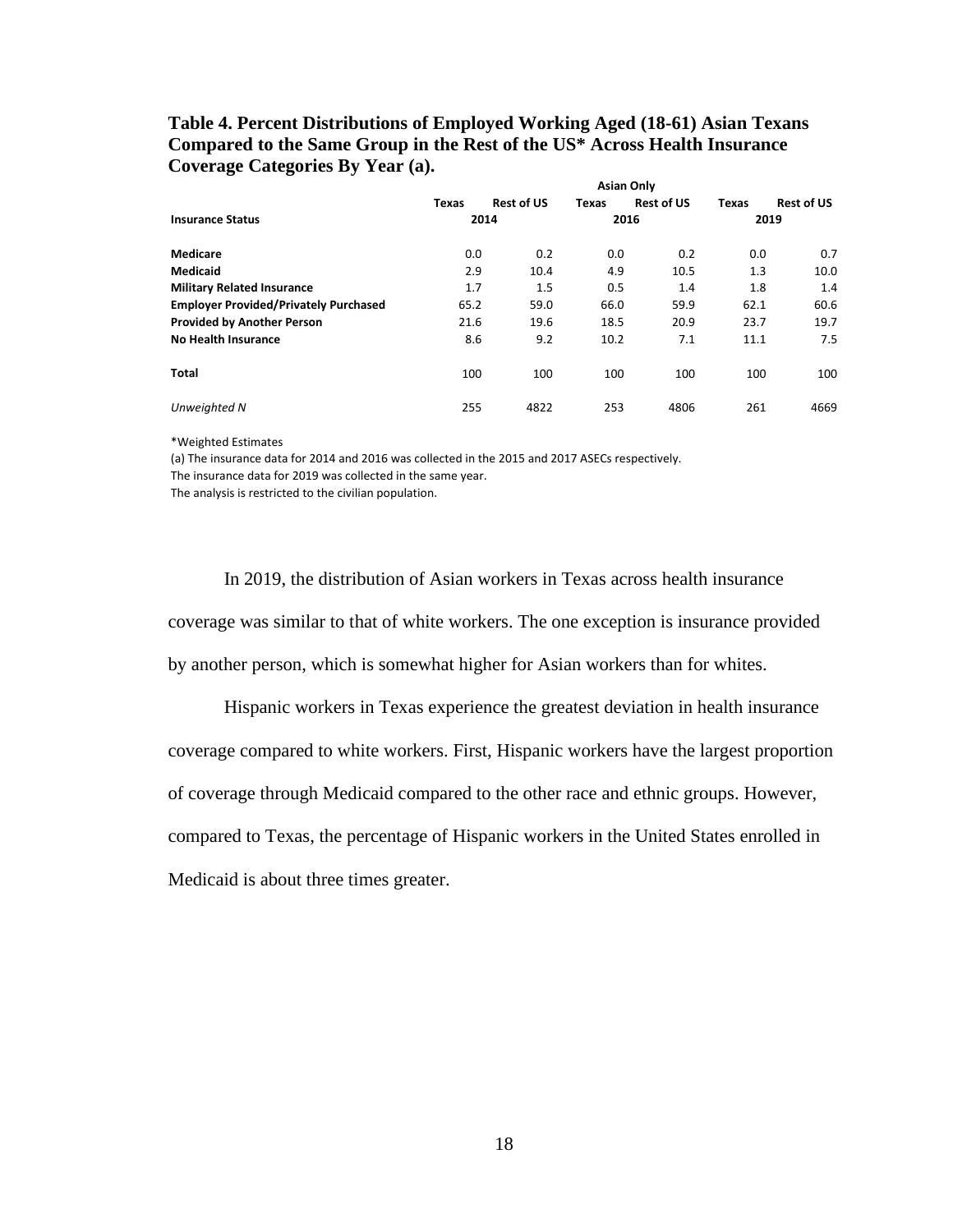**Table 4. Percent Distributions of Employed Working Aged (18-61) Asian Texans Compared to the Same Group in the Rest of the US* Across Health Insurance Coverage Categories By Year (a).**

| | Asian Only | | | | | |
|---|---|---|---|---|---|---|
| | Texas | Rest of US | Texas | Rest of US | Texas | Rest of US |
| **Insurance Status** | 2014 | | 2016 | | 2019 | |
| **Medicare** | 0.0 | 0.2 | 0.0 | 0.2 | 0.0 | 0.7 |
| **Medicaid** | 2.9 | 10.4 | 4.9 | 10.5 | 1.3 | 10.0 |
| **Military Related Insurance** | 1.7 | 1.5 | 0.5 | 1.4 | 1.8 | 1.4 |
| **Employer Provided/Privately Purchased** | 65.2 | 59.0 | 66.0 | 59.9 | 62.1 | 60.6 |
| **Provided by Another Person** | 21.6 | 19.6 | 18.5 | 20.9 | 23.7 | 19.7 |
| **No Health Insurance** | 8.6 | 9.2 | 10.2 | 7.1 | 11.1 | 7.5 |
| **Total** | 100 | 100 | 100 | 100 | 100 | 100 |
| *Unweighted N* | 255 | 4822 | 253 | 4806 | 261 | 4669 |

*Weighted Estimates

(a) The insurance data for 2014 and 2016 was collected in the 2015 and 2017 ASECs respectively.

The insurance data for 2019 was collected in the same year.

The analysis is restricted to the civilian population.

In 2019, the distribution of Asian workers in Texas across health insurance coverage was similar to that of white workers. The one exception is insurance provided by another person, which is somewhat higher for Asian workers than for whites.

Hispanic workers in Texas experience the greatest deviation in health insurance coverage compared to white workers. First, Hispanic workers have the largest proportion of coverage through Medicaid compared to the other race and ethnic groups. However, compared to Texas, the percentage of Hispanic workers in the United States enrolled in Medicaid is about three times greater.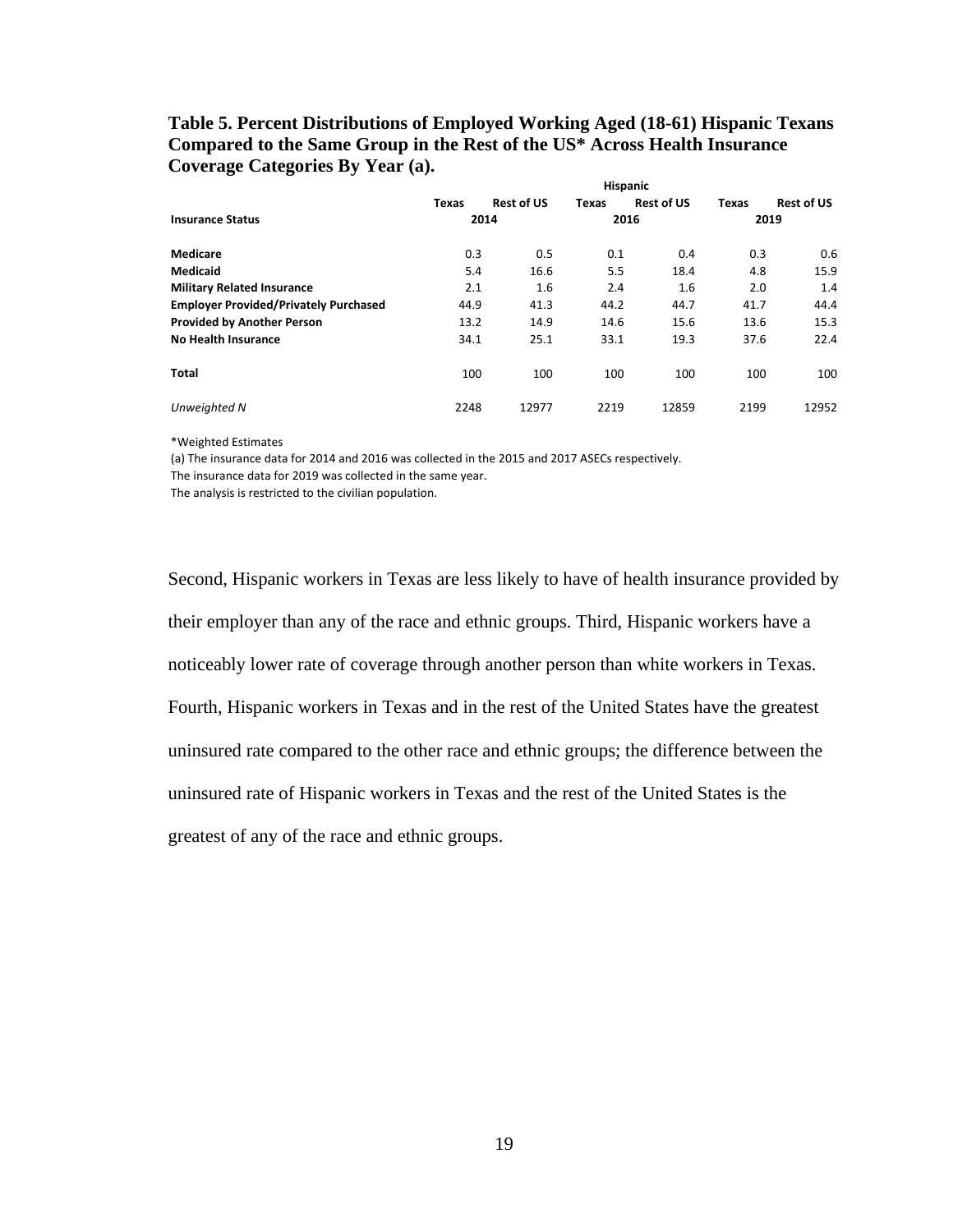**Table 5. Percent Distributions of Employed Working Aged (18-61) Hispanic Texans Compared to the Same Group in the Rest of the US* Across Health Insurance Coverage Categories By Year (a).**

| | Hispanic | | | | | |
|---|---|---|---|---|---|---|
| | Texas | Rest of US | Texas | Rest of US | Texas | Rest of US |
| **Insurance Status** | 2014 | | 2016 | | 2019 | |
| **Medicare** | 0.3 | 0.5 | 0.1 | 0.4 | 0.3 | 0.6 |
| **Medicaid** | 5.4 | 16.6 | 5.5 | 18.4 | 4.8 | 15.9 |
| **Military Related Insurance** | 2.1 | 1.6 | 2.4 | 1.6 | 2.0 | 1.4 |
| **Employer Provided/Privately Purchased** | 44.9 | 41.3 | 44.2 | 44.7 | 41.7 | 44.4 |
| **Provided by Another Person** | 13.2 | 14.9 | 14.6 | 15.6 | 13.6 | 15.3 |
| **No Health Insurance** | 34.1 | 25.1 | 33.1 | 19.3 | 37.6 | 22.4 |
| **Total** | 100 | 100 | 100 | 100 | 100 | 100 |
| *Unweighted N* | 2248 | 12977 | 2219 | 12859 | 2199 | 12952 |

*Weighted Estimates

(a) The insurance data for 2014 and 2016 was collected in the 2015 and 2017 ASECs respectively.

The insurance data for 2019 was collected in the same year.

The analysis is restricted to the civilian population.

Second, Hispanic workers in Texas are less likely to have of health insurance provided by their employer than any of the race and ethnic groups. Third, Hispanic workers have a noticeably lower rate of coverage through another person than white workers in Texas. Fourth, Hispanic workers in Texas and in the rest of the United States have the greatest uninsured rate compared to the other race and ethnic groups; the difference between the uninsured rate of Hispanic workers in Texas and the rest of the United States is the greatest of any of the race and ethnic groups.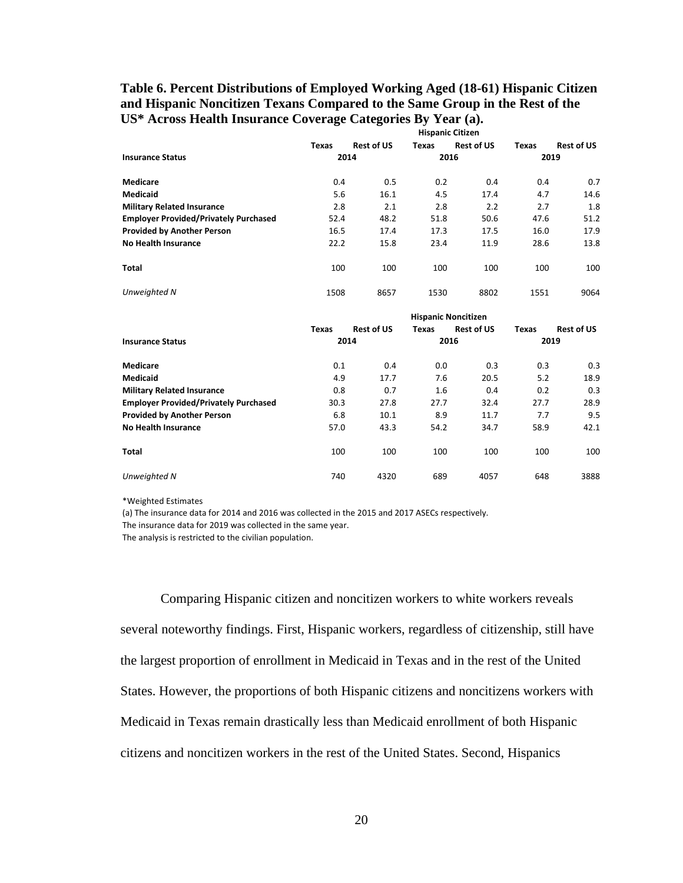**Table 6. Percent Distributions of Employed Working Aged (18-61) Hispanic Citizen and Hispanic Noncitizen Texans Compared to the Same Group in the Rest of the US* Across Health Insurance Coverage Categories By Year (a).**

| | **Hispanic Citizen** | | | | | |
|---|---|---|---|---|---|---|
| | **Texas** | **Rest of US** | **Texas** | **Rest of US** | **Texas** | **Rest of US** |
| **Insurance Status** | **2014** | | **2016** | | **2019** | |
| **Medicare** | 0.4 | 0.5 | 0.2 | 0.4 | 0.4 | 0.7 |
| **Medicaid** | 5.6 | 16.1 | 4.5 | 17.4 | 4.7 | 14.6 |
| **Military Related Insurance** | 2.8 | 2.1 | 2.8 | 2.2 | 2.7 | 1.8 |
| **Employer Provided/Privately Purchased** | 52.4 | 48.2 | 51.8 | 50.6 | 47.6 | 51.2 |
| **Provided by Another Person** | 16.5 | 17.4 | 17.3 | 17.5 | 16.0 | 17.9 |
| **No Health Insurance** | 22.2 | 15.8 | 23.4 | 11.9 | 28.6 | 13.8 |
| **Total** | 100 | 100 | 100 | 100 | 100 | 100 |
| *Unweighted N* | 1508 | 8657 | 1530 | 8802 | 1551 | 9064 |

| | **Hispanic Noncitizen** | | | | | |
|---|---|---|---|---|---|---|
| | **Texas** | **Rest of US** | **Texas** | **Rest of US** | **Texas** | **Rest of US** |
| **Insurance Status** | **2014** | | **2016** | | **2019** | |
| **Medicare** | 0.1 | 0.4 | 0.0 | 0.3 | 0.3 | 0.3 |
| **Medicaid** | 4.9 | 17.7 | 7.6 | 20.5 | 5.2 | 18.9 |
| **Military Related Insurance** | 0.8 | 0.7 | 1.6 | 0.4 | 0.2 | 0.3 |
| **Employer Provided/Privately Purchased** | 30.3 | 27.8 | 27.7 | 32.4 | 27.7 | 28.9 |
| **Provided by Another Person** | 6.8 | 10.1 | 8.9 | 11.7 | 7.7 | 9.5 |
| **No Health Insurance** | 57.0 | 43.3 | 54.2 | 34.7 | 58.9 | 42.1 |
| **Total** | 100 | 100 | 100 | 100 | 100 | 100 |
| *Unweighted N* | 740 | 4320 | 689 | 4057 | 648 | 3888 |

*Weighted Estimates

(a) The insurance data for 2014 and 2016 was collected in the 2015 and 2017 ASECs respectively.
The insurance data for 2019 was collected in the same year.
The analysis is restricted to the civilian population.

Comparing Hispanic citizen and noncitizen workers to white workers reveals several noteworthy findings. First, Hispanic workers, regardless of citizenship, still have the largest proportion of enrollment in Medicaid in Texas and in the rest of the United States. However, the proportions of both Hispanic citizens and noncitizens workers with Medicaid in Texas remain drastically less than Medicaid enrollment of both Hispanic citizens and noncitizen workers in the rest of the United States. Second, Hispanics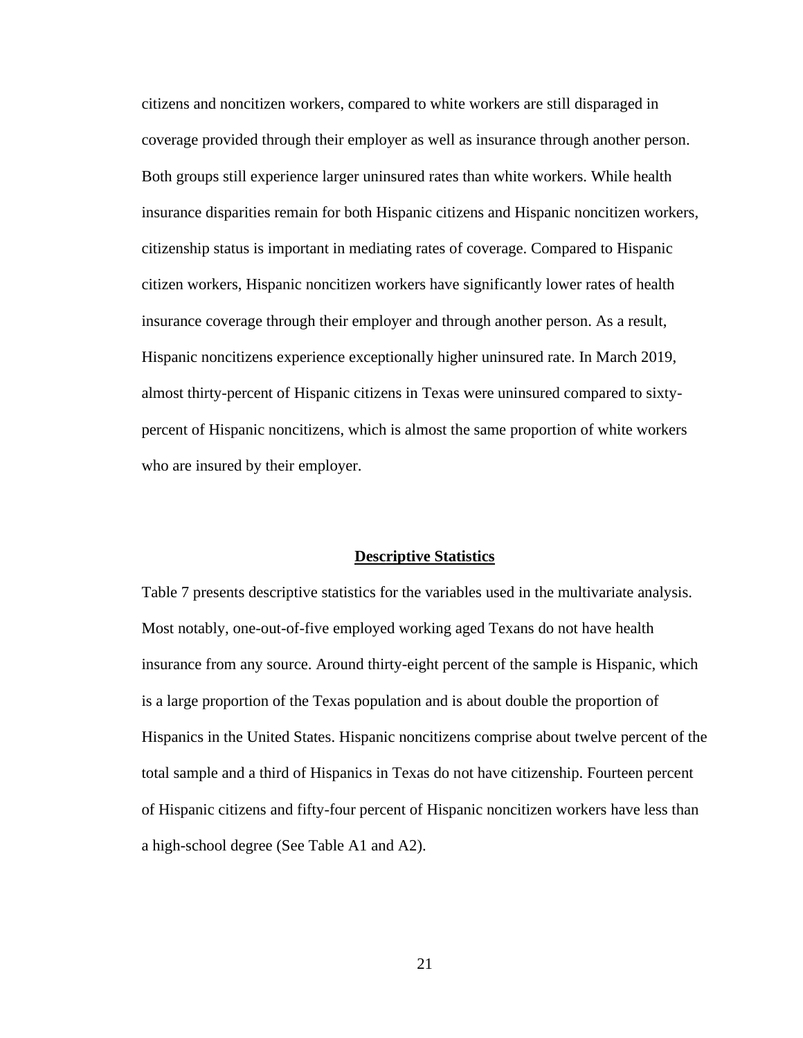citizens and noncitizen workers, compared to white workers are still disparaged in coverage provided through their employer as well as insurance through another person. Both groups still experience larger uninsured rates than white workers. While health insurance disparities remain for both Hispanic citizens and Hispanic noncitizen workers, citizenship status is important in mediating rates of coverage. Compared to Hispanic citizen workers, Hispanic noncitizen workers have significantly lower rates of health insurance coverage through their employer and through another person. As a result, Hispanic noncitizens experience exceptionally higher uninsured rate. In March 2019, almost thirty-percent of Hispanic citizens in Texas were uninsured compared to sixty-percent of Hispanic noncitizens, which is almost the same proportion of white workers who are insured by their employer.

## Descriptive Statistics

Table 7 presents descriptive statistics for the variables used in the multivariate analysis. Most notably, one-out-of-five employed working aged Texans do not have health insurance from any source. Around thirty-eight percent of the sample is Hispanic, which is a large proportion of the Texas population and is about double the proportion of Hispanics in the United States. Hispanic noncitizens comprise about twelve percent of the total sample and a third of Hispanics in Texas do not have citizenship. Fourteen percent of Hispanic citizens and fifty-four percent of Hispanic noncitizen workers have less than a high-school degree (See Table A1 and A2).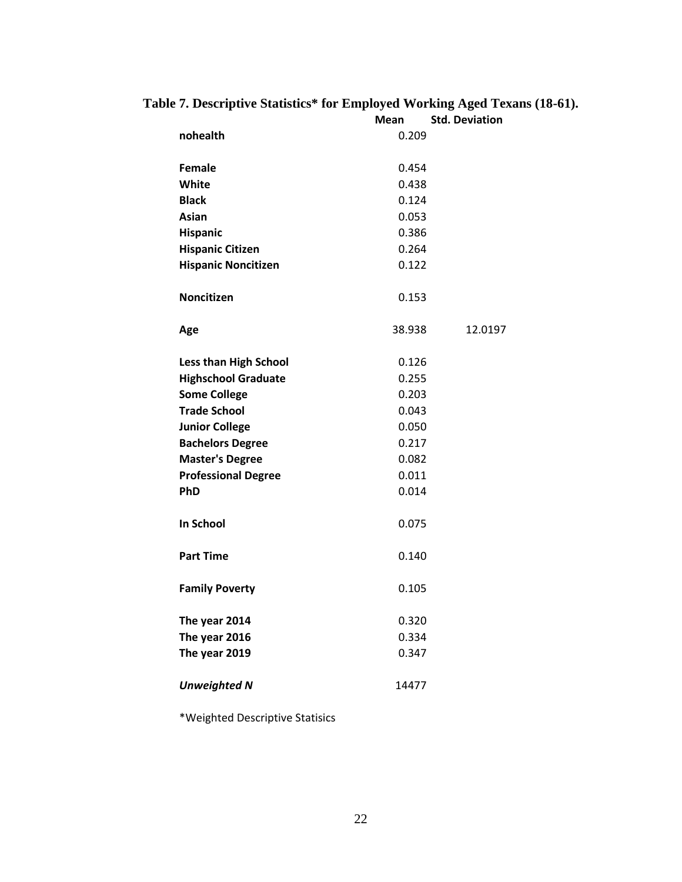**Table 7. Descriptive Statistics* for Employed Working Aged Texans (18-61).**

| | Mean | Std. Deviation |
|---|---|---|
| **nohealth** | 0.209 | |
| | | |
| **Female** | 0.454 | |
| **White** | 0.438 | |
| **Black** | 0.124 | |
| **Asian** | 0.053 | |
| **Hispanic** | 0.386 | |
| **Hispanic Citizen** | 0.264 | |
| **Hispanic Noncitizen** | 0.122 | |
| | | |
| **Noncitizen** | 0.153 | |
| | | |
| **Age** | 38.938 | 12.0197 |
| | | |
| **Less than High School** | 0.126 | |
| **Highschool Graduate** | 0.255 | |
| **Some College** | 0.203 | |
| **Trade School** | 0.043 | |
| **Junior College** | 0.050 | |
| **Bachelors Degree** | 0.217 | |
| **Master's Degree** | 0.082 | |
| **Professional Degree** | 0.011 | |
| **PhD** | 0.014 | |
| | | |
| **In School** | 0.075 | |
| | | |
| **Part Time** | 0.140 | |
| | | |
| **Family Poverty** | 0.105 | |
| | | |
| **The year 2014** | 0.320 | |
| **The year 2016** | 0.334 | |
| **The year 2019** | 0.347 | |
| | | |
| ***Unweighted N*** | 14477 | |

*Weighted Descriptive Statisics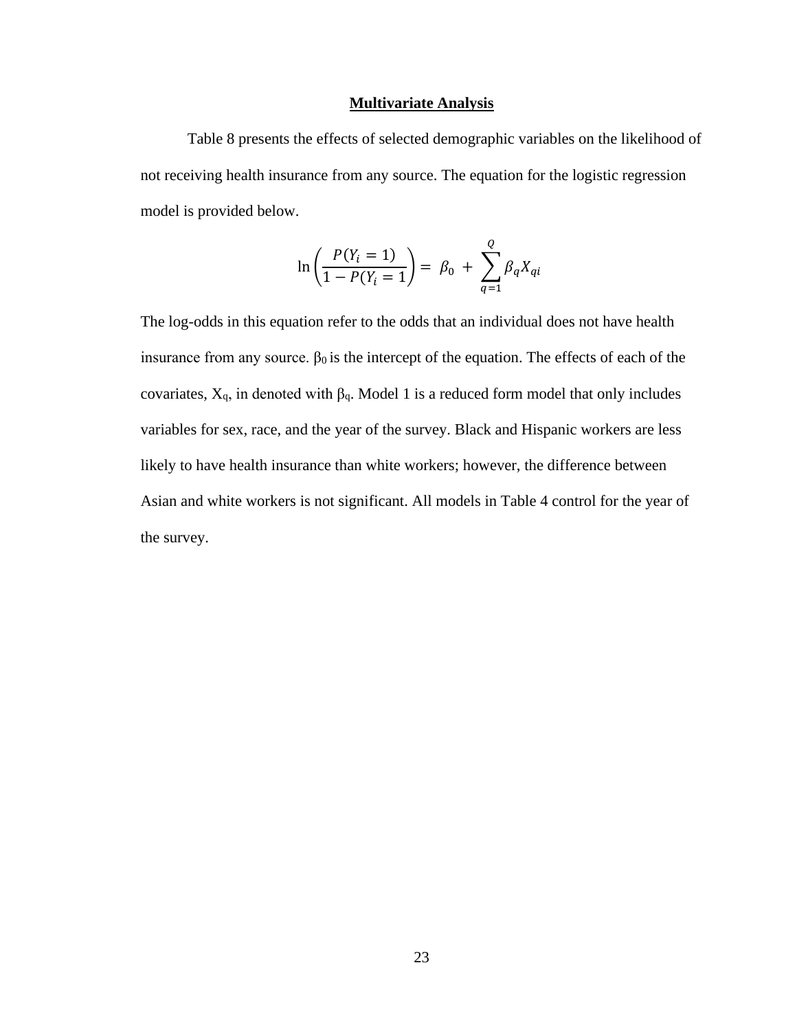## Multivariate Analysis

Table 8 presents the effects of selected demographic variables on the likelihood of not receiving health insurance from any source. The equation for the logistic regression model is provided below.

$$\ln\left(\frac{P(Y_i = 1)}{1 - P(Y_i = 1)}\right) = \beta_0 + \sum_{q=1}^{Q} \beta_q X_{qi}$$

The log-odds in this equation refer to the odds that an individual does not have health insurance from any source. $\beta_0$ is the intercept of the equation. The effects of each of the covariates, $X_q$, in denoted with $\beta_q$. Model 1 is a reduced form model that only includes variables for sex, race, and the year of the survey. Black and Hispanic workers are less likely to have health insurance than white workers; however, the difference between Asian and white workers is not significant. All models in Table 4 control for the year of the survey.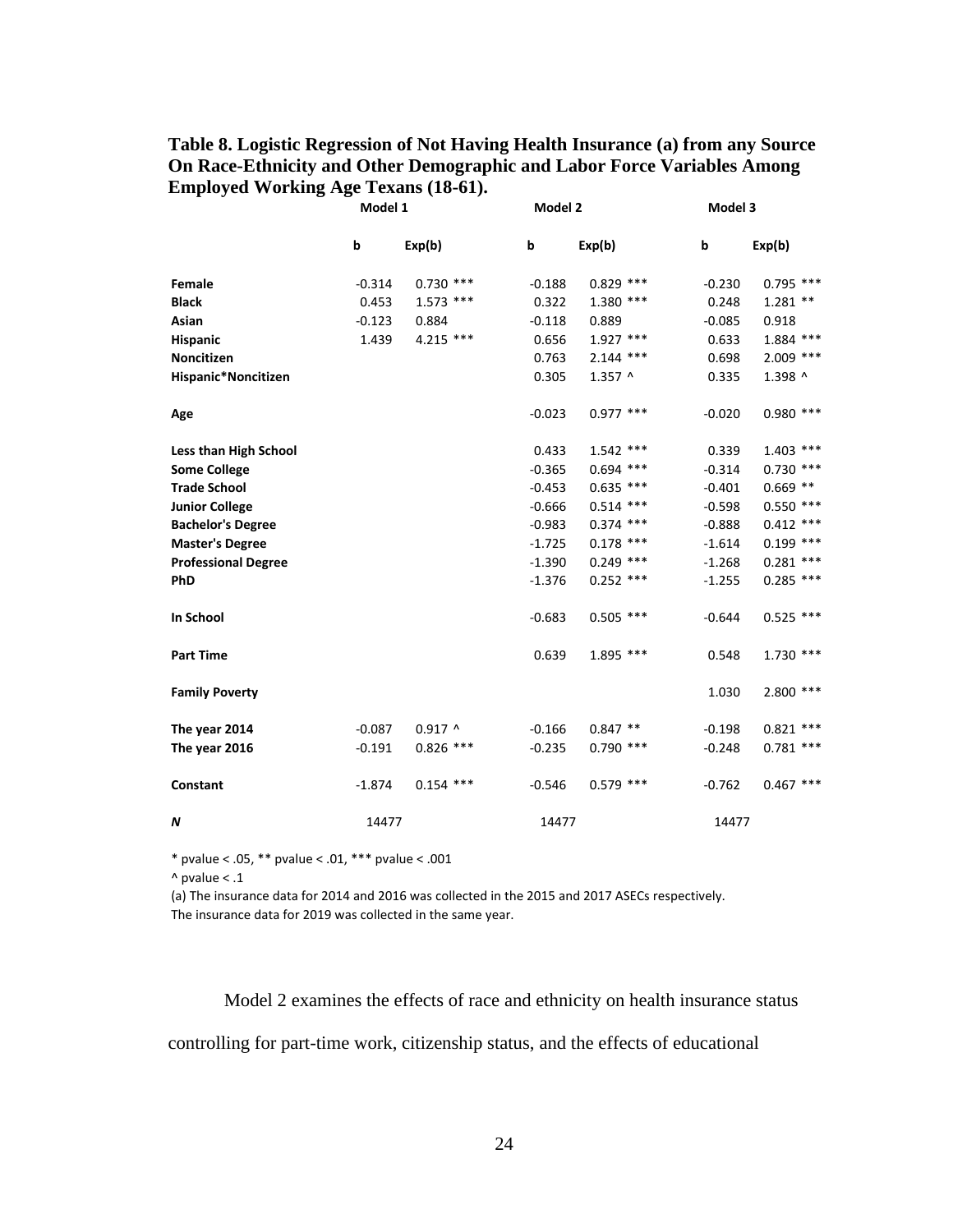**Table 8. Logistic Regression of Not Having Health Insurance (a) from any Source On Race-Ethnicity and Other Demographic and Labor Force Variables Among Employed Working Age Texans (18-61).**

| | Model 1 | | Model 2 | | Model 3 | |
|---|---|---|---|---|---|---|
| | b | Exp(b) | b | Exp(b) | b | Exp(b) |
| **Female** | -0.314 | 0.730 *** | -0.188 | 0.829 *** | -0.230 | 0.795 *** |
| **Black** | 0.453 | 1.573 *** | 0.322 | 1.380 *** | 0.248 | 1.281 ** |
| **Asian** | -0.123 | 0.884 | -0.118 | 0.889 | -0.085 | 0.918 |
| **Hispanic** | 1.439 | 4.215 *** | 0.656 | 1.927 *** | 0.633 | 1.884 *** |
| **Noncitizen** | | | 0.763 | 2.144 *** | 0.698 | 2.009 *** |
| **Hispanic*Noncitizen** | | | 0.305 | 1.357 ^ | 0.335 | 1.398 ^ |
| **Age** | | | -0.023 | 0.977 *** | -0.020 | 0.980 *** |
| **Less than High School** | | | 0.433 | 1.542 *** | 0.339 | 1.403 *** |
| **Some College** | | | -0.365 | 0.694 *** | -0.314 | 0.730 *** |
| **Trade School** | | | -0.453 | 0.635 *** | -0.401 | 0.669 ** |
| **Junior College** | | | -0.666 | 0.514 *** | -0.598 | 0.550 *** |
| **Bachelor's Degree** | | | -0.983 | 0.374 *** | -0.888 | 0.412 *** |
| **Master's Degree** | | | -1.725 | 0.178 *** | -1.614 | 0.199 *** |
| **Professional Degree** | | | -1.390 | 0.249 *** | -1.268 | 0.281 *** |
| **PhD** | | | -1.376 | 0.252 *** | -1.255 | 0.285 *** |
| **In School** | | | -0.683 | 0.505 *** | -0.644 | 0.525 *** |
| **Part Time** | | | 0.639 | 1.895 *** | 0.548 | 1.730 *** |
| **Family Poverty** | | | | | 1.030 | 2.800 *** |
| **The year 2014** | -0.087 | 0.917 ^ | -0.166 | 0.847 ** | -0.198 | 0.821 *** |
| **The year 2016** | -0.191 | 0.826 *** | -0.235 | 0.790 *** | -0.248 | 0.781 *** |
| **Constant** | -1.874 | 0.154 *** | -0.546 | 0.579 *** | -0.762 | 0.467 *** |
| ***N*** | 14477 | | 14477 | | 14477 | |

\* pvalue < .05, ** pvalue < .01, *** pvalue < .001

^ pvalue < .1

(a) The insurance data for 2014 and 2016 was collected in the 2015 and 2017 ASECs respectively.
The insurance data for 2019 was collected in the same year.

Model 2 examines the effects of race and ethnicity on health insurance status controlling for part-time work, citizenship status, and the effects of educational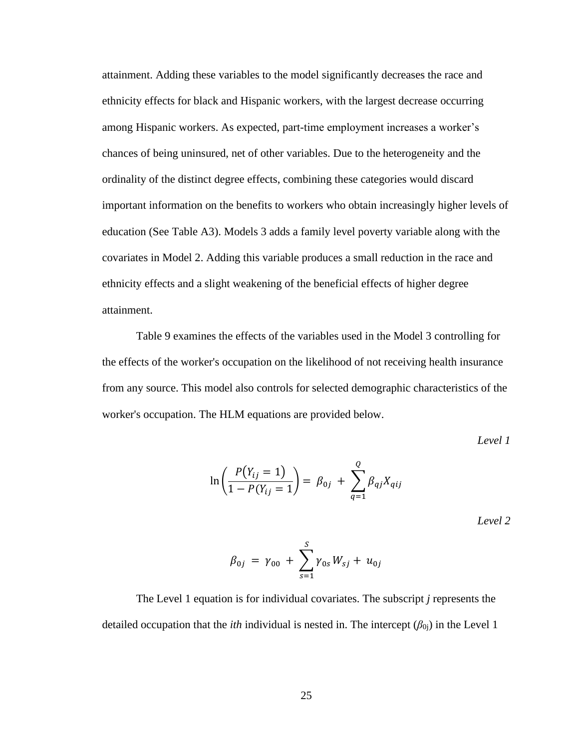attainment. Adding these variables to the model significantly decreases the race and ethnicity effects for black and Hispanic workers, with the largest decrease occurring among Hispanic workers. As expected, part-time employment increases a worker's chances of being uninsured, net of other variables. Due to the heterogeneity and the ordinality of the distinct degree effects, combining these categories would discard important information on the benefits to workers who obtain increasingly higher levels of education (See Table A3). Models 3 adds a family level poverty variable along with the covariates in Model 2. Adding this variable produces a small reduction in the race and ethnicity effects and a slight weakening of the beneficial effects of higher degree attainment.

Table 9 examines the effects of the variables used in the Model 3 controlling for the effects of the worker's occupation on the likelihood of not receiving health insurance from any source. This model also controls for selected demographic characteristics of the worker's occupation. The HLM equations are provided below.

*Level 1*

$$\ln\left(\frac{P(Y_{ij} = 1)}{1 - P(Y_{ij} = 1)}\right) = \beta_{0j} + \sum_{q=1}^{Q} \beta_{qj} X_{qij}$$

*Level 2*

$$\beta_{0j} = \gamma_{00} + \sum_{s=1}^{S} \gamma_{0s} W_{sj} + u_{0j}$$

The Level 1 equation is for individual covariates. The subscript *j* represents the detailed occupation that the *ith* individual is nested in. The intercept ($\beta_{0j}$) in the Level 1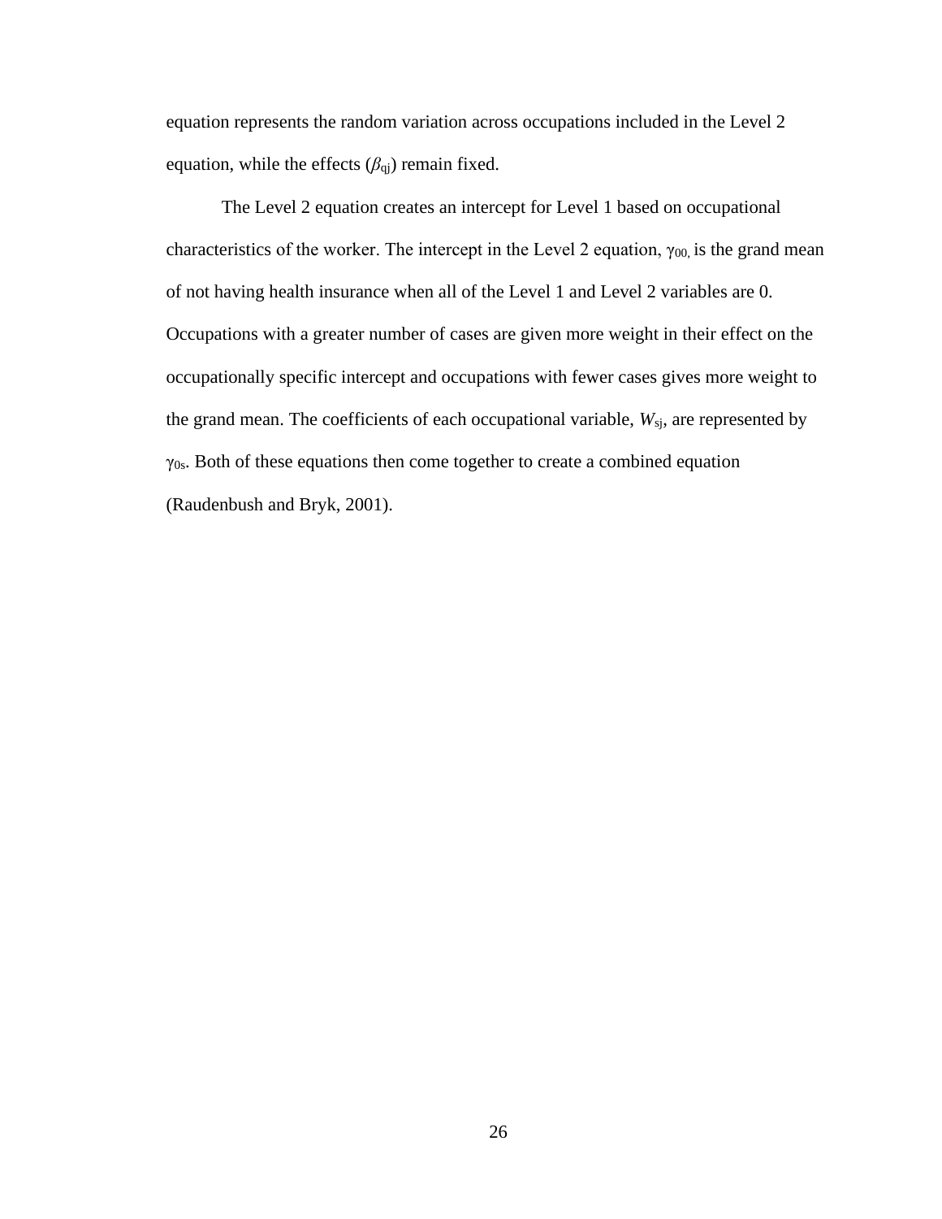equation represents the random variation across occupations included in the Level 2 equation, while the effects ($\beta_{qj}$) remain fixed.

The Level 2 equation creates an intercept for Level 1 based on occupational characteristics of the worker. The intercept in the Level 2 equation, $\gamma_{00,}$ is the grand mean of not having health insurance when all of the Level 1 and Level 2 variables are 0. Occupations with a greater number of cases are given more weight in their effect on the occupationally specific intercept and occupations with fewer cases gives more weight to the grand mean. The coefficients of each occupational variable, $W_{sj}$, are represented by $\gamma_{0s}$. Both of these equations then come together to create a combined equation (Raudenbush and Bryk, 2001).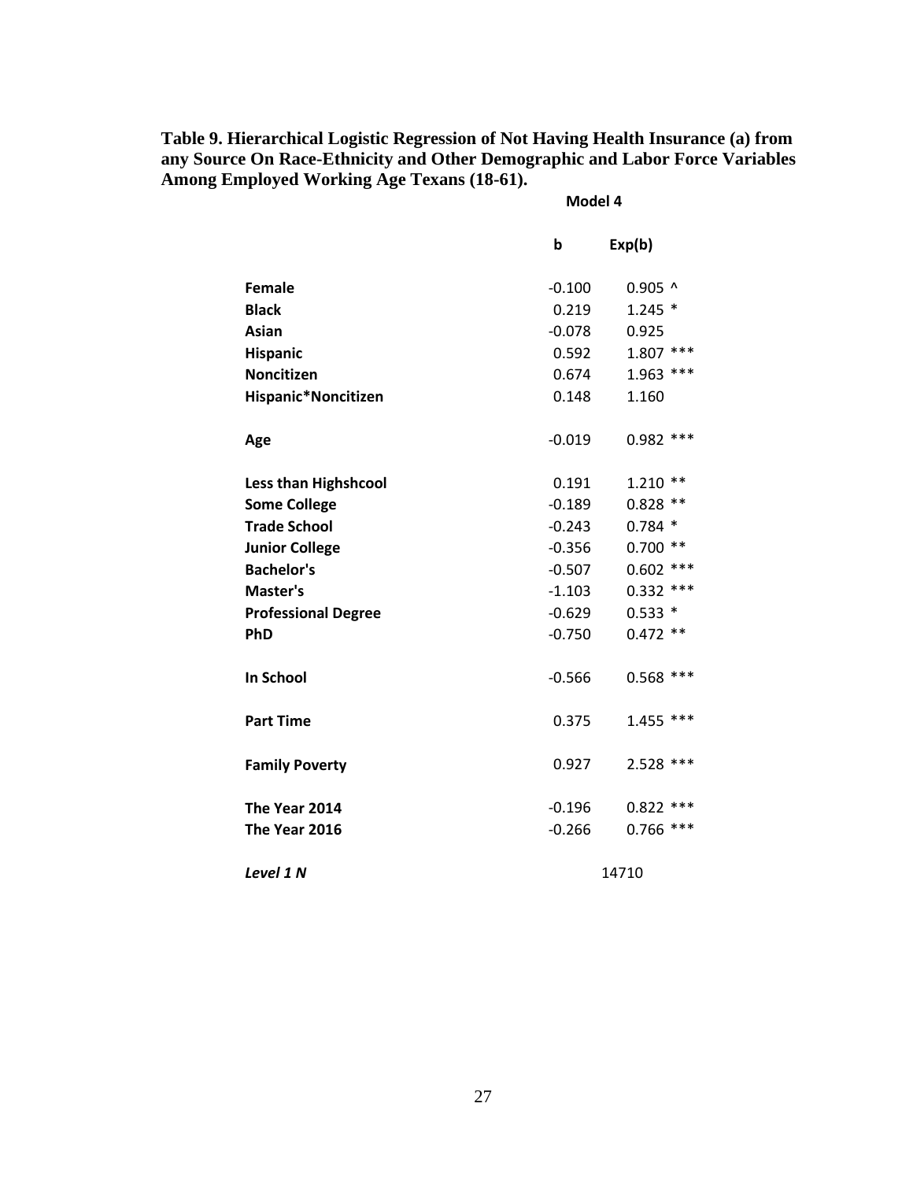**Table 9. Hierarchical Logistic Regression of Not Having Health Insurance (a) from any Source On Race-Ethnicity and Other Demographic and Labor Force Variables Among Employed Working Age Texans (18-61).**

| | Model 4 | |
|---|---|---|
| | **b** | **Exp(b)** |
| **Female** | -0.100 | 0.905 ^ |
| **Black** | 0.219 | 1.245 * |
| **Asian** | -0.078 | 0.925 |
| **Hispanic** | 0.592 | 1.807 *** |
| **Noncitizen** | 0.674 | 1.963 *** |
| **Hispanic*Noncitizen** | 0.148 | 1.160 |
| **Age** | -0.019 | 0.982 *** |
| **Less than Highshcool** | 0.191 | 1.210 ** |
| **Some College** | -0.189 | 0.828 ** |
| **Trade School** | -0.243 | 0.784 * |
| **Junior College** | -0.356 | 0.700 ** |
| **Bachelor's** | -0.507 | 0.602 *** |
| **Master's** | -1.103 | 0.332 *** |
| **Professional Degree** | -0.629 | 0.533 * |
| **PhD** | -0.750 | 0.472 ** |
| **In School** | -0.566 | 0.568 *** |
| **Part Time** | 0.375 | 1.455 *** |
| **Family Poverty** | 0.927 | 2.528 *** |
| **The Year 2014** | -0.196 | 0.822 *** |
| **The Year 2016** | -0.266 | 0.766 *** |
| ***Level 1 N*** | 14710 | |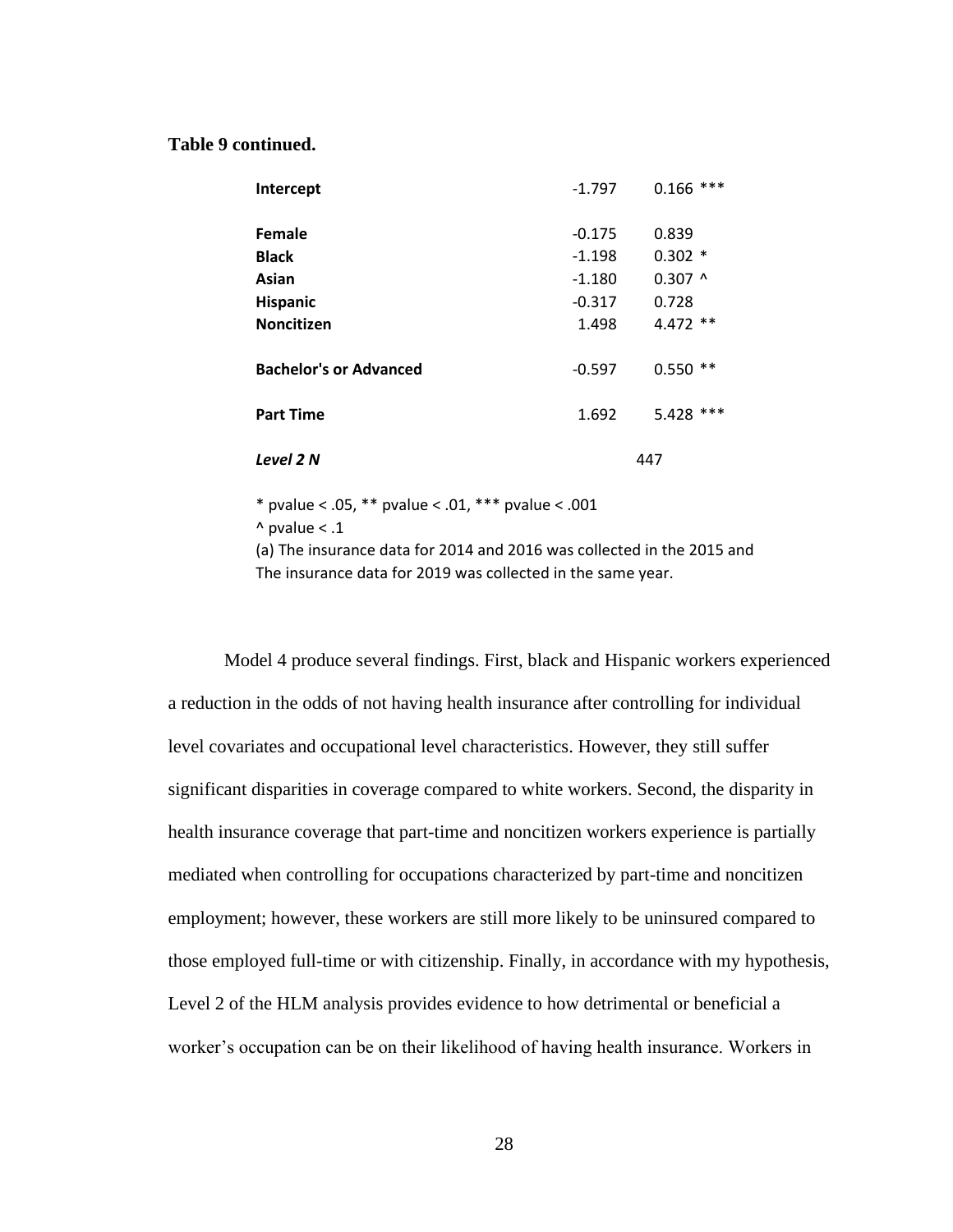**Table 9 continued.**

| | | |
|---|---|---|
| **Intercept** | -1.797 | 0.166 *** |
| **Female** | -0.175 | 0.839 |
| **Black** | -1.198 | 0.302 * |
| **Asian** | -1.180 | 0.307 ^ |
| **Hispanic** | -0.317 | 0.728 |
| **Noncitizen** | 1.498 | 4.472 ** |
| **Bachelor's or Advanced** | -0.597 | 0.550 ** |
| **Part Time** | 1.692 | 5.428 *** |
| ***Level 2 N*** | | 447 |

* pvalue < .05, ** pvalue < .01, *** pvalue < .001
^ pvalue < .1
(a) The insurance data for 2014 and 2016 was collected in the 2015 and The insurance data for 2019 was collected in the same year.

Model 4 produce several findings. First, black and Hispanic workers experienced a reduction in the odds of not having health insurance after controlling for individual level covariates and occupational level characteristics. However, they still suffer significant disparities in coverage compared to white workers. Second, the disparity in health insurance coverage that part-time and noncitizen workers experience is partially mediated when controlling for occupations characterized by part-time and noncitizen employment; however, these workers are still more likely to be uninsured compared to those employed full-time or with citizenship. Finally, in accordance with my hypothesis, Level 2 of the HLM analysis provides evidence to how detrimental or beneficial a worker's occupation can be on their likelihood of having health insurance. Workers in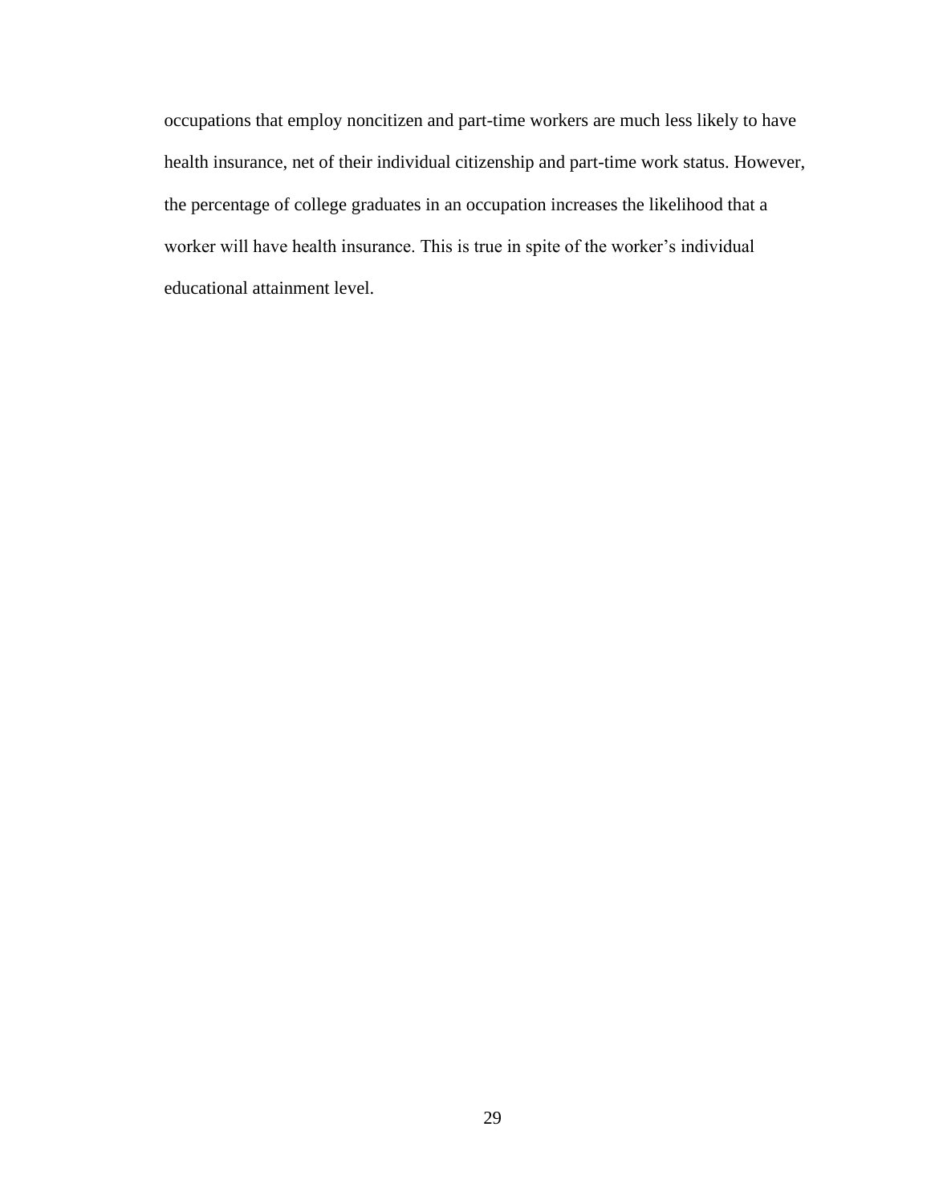occupations that employ noncitizen and part-time workers are much less likely to have health insurance, net of their individual citizenship and part-time work status. However, the percentage of college graduates in an occupation increases the likelihood that a worker will have health insurance. This is true in spite of the worker's individual educational attainment level.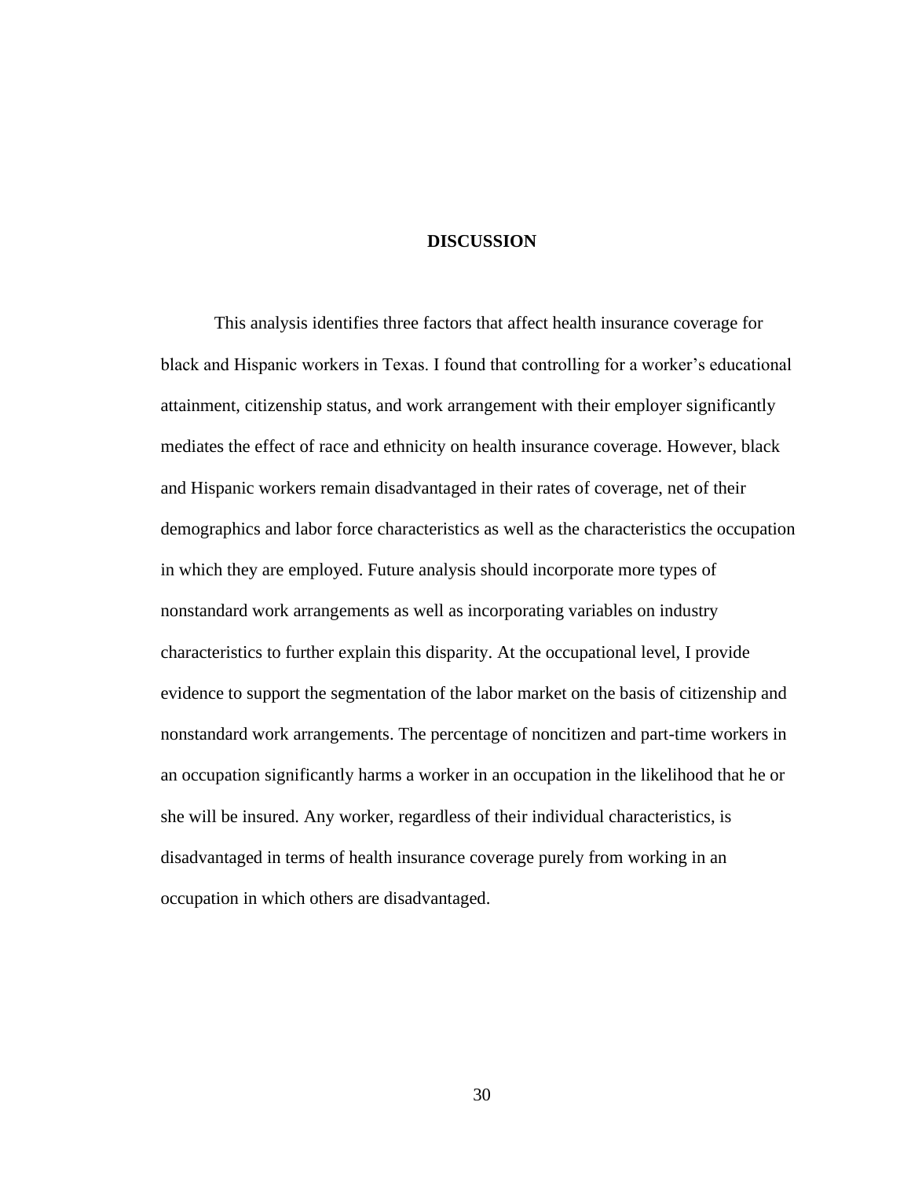# DISCUSSION

This analysis identifies three factors that affect health insurance coverage for black and Hispanic workers in Texas. I found that controlling for a worker's educational attainment, citizenship status, and work arrangement with their employer significantly mediates the effect of race and ethnicity on health insurance coverage. However, black and Hispanic workers remain disadvantaged in their rates of coverage, net of their demographics and labor force characteristics as well as the characteristics the occupation in which they are employed. Future analysis should incorporate more types of nonstandard work arrangements as well as incorporating variables on industry characteristics to further explain this disparity. At the occupational level, I provide evidence to support the segmentation of the labor market on the basis of citizenship and nonstandard work arrangements. The percentage of noncitizen and part-time workers in an occupation significantly harms a worker in an occupation in the likelihood that he or she will be insured. Any worker, regardless of their individual characteristics, is disadvantaged in terms of health insurance coverage purely from working in an occupation in which others are disadvantaged.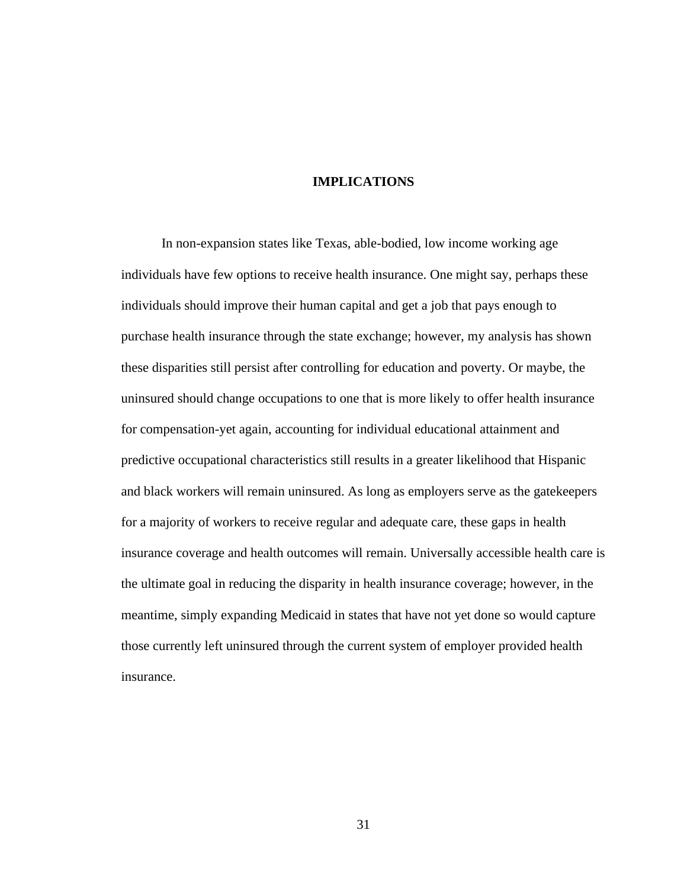# IMPLICATIONS

In non-expansion states like Texas, able-bodied, low income working age individuals have few options to receive health insurance. One might say, perhaps these individuals should improve their human capital and get a job that pays enough to purchase health insurance through the state exchange; however, my analysis has shown these disparities still persist after controlling for education and poverty. Or maybe, the uninsured should change occupations to one that is more likely to offer health insurance for compensation-yet again, accounting for individual educational attainment and predictive occupational characteristics still results in a greater likelihood that Hispanic and black workers will remain uninsured. As long as employers serve as the gatekeepers for a majority of workers to receive regular and adequate care, these gaps in health insurance coverage and health outcomes will remain. Universally accessible health care is the ultimate goal in reducing the disparity in health insurance coverage; however, in the meantime, simply expanding Medicaid in states that have not yet done so would capture those currently left uninsured through the current system of employer provided health insurance.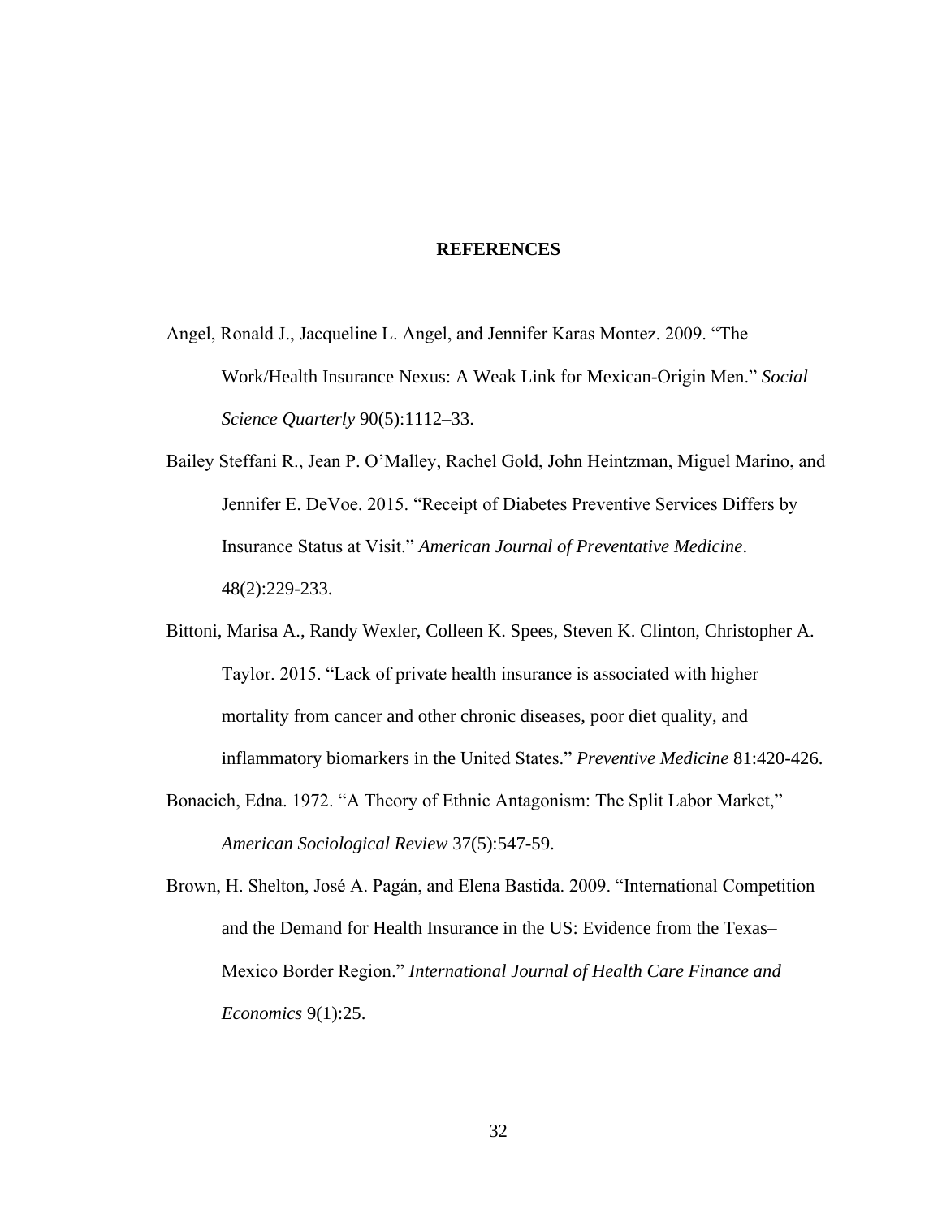# REFERENCES

Angel, Ronald J., Jacqueline L. Angel, and Jennifer Karas Montez. 2009. "The Work/Health Insurance Nexus: A Weak Link for Mexican-Origin Men." *Social Science Quarterly* 90(5):1112–33.

Bailey Steffani R., Jean P. O'Malley, Rachel Gold, John Heintzman, Miguel Marino, and Jennifer E. DeVoe. 2015. "Receipt of Diabetes Preventive Services Differs by Insurance Status at Visit." *American Journal of Preventative Medicine*. 48(2):229-233.

Bittoni, Marisa A., Randy Wexler, Colleen K. Spees, Steven K. Clinton, Christopher A. Taylor. 2015. "Lack of private health insurance is associated with higher mortality from cancer and other chronic diseases, poor diet quality, and inflammatory biomarkers in the United States." *Preventive Medicine* 81:420-426.

Bonacich, Edna. 1972. "A Theory of Ethnic Antagonism: The Split Labor Market," *American Sociological Review* 37(5):547-59.

Brown, H. Shelton, José A. Pagán, and Elena Bastida. 2009. "International Competition and the Demand for Health Insurance in the US: Evidence from the Texas–Mexico Border Region." *International Journal of Health Care Finance and Economics* 9(1):25.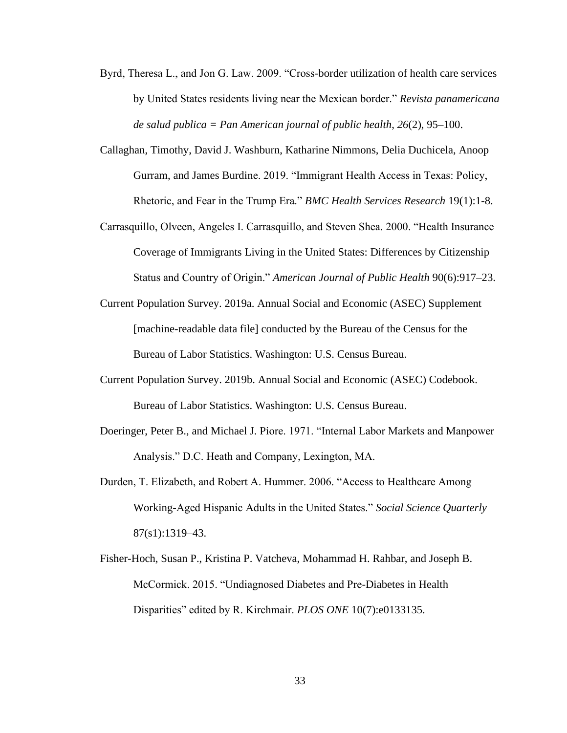Byrd, Theresa L., and Jon G. Law. 2009. "Cross-border utilization of health care services by United States residents living near the Mexican border." *Revista panamericana de salud publica = Pan American journal of public health*, *26*(2), 95–100.

Callaghan, Timothy, David J. Washburn, Katharine Nimmons, Delia Duchicela, Anoop Gurram, and James Burdine. 2019. "Immigrant Health Access in Texas: Policy, Rhetoric, and Fear in the Trump Era." *BMC Health Services Research* 19(1):1-8.

Carrasquillo, Olveen, Angeles I. Carrasquillo, and Steven Shea. 2000. "Health Insurance Coverage of Immigrants Living in the United States: Differences by Citizenship Status and Country of Origin." *American Journal of Public Health* 90(6):917–23.

Current Population Survey. 2019a. Annual Social and Economic (ASEC) Supplement [machine-readable data file] conducted by the Bureau of the Census for the Bureau of Labor Statistics. Washington: U.S. Census Bureau.

Current Population Survey. 2019b. Annual Social and Economic (ASEC) Codebook. Bureau of Labor Statistics. Washington: U.S. Census Bureau.

Doeringer, Peter B., and Michael J. Piore. 1971. "Internal Labor Markets and Manpower Analysis." D.C. Heath and Company, Lexington, MA.

Durden, T. Elizabeth, and Robert A. Hummer. 2006. "Access to Healthcare Among Working-Aged Hispanic Adults in the United States." *Social Science Quarterly* 87(s1):1319–43.

Fisher-Hoch, Susan P., Kristina P. Vatcheva, Mohammad H. Rahbar, and Joseph B. McCormick. 2015. "Undiagnosed Diabetes and Pre-Diabetes in Health Disparities" edited by R. Kirchmair. *PLOS ONE* 10(7):e0133135.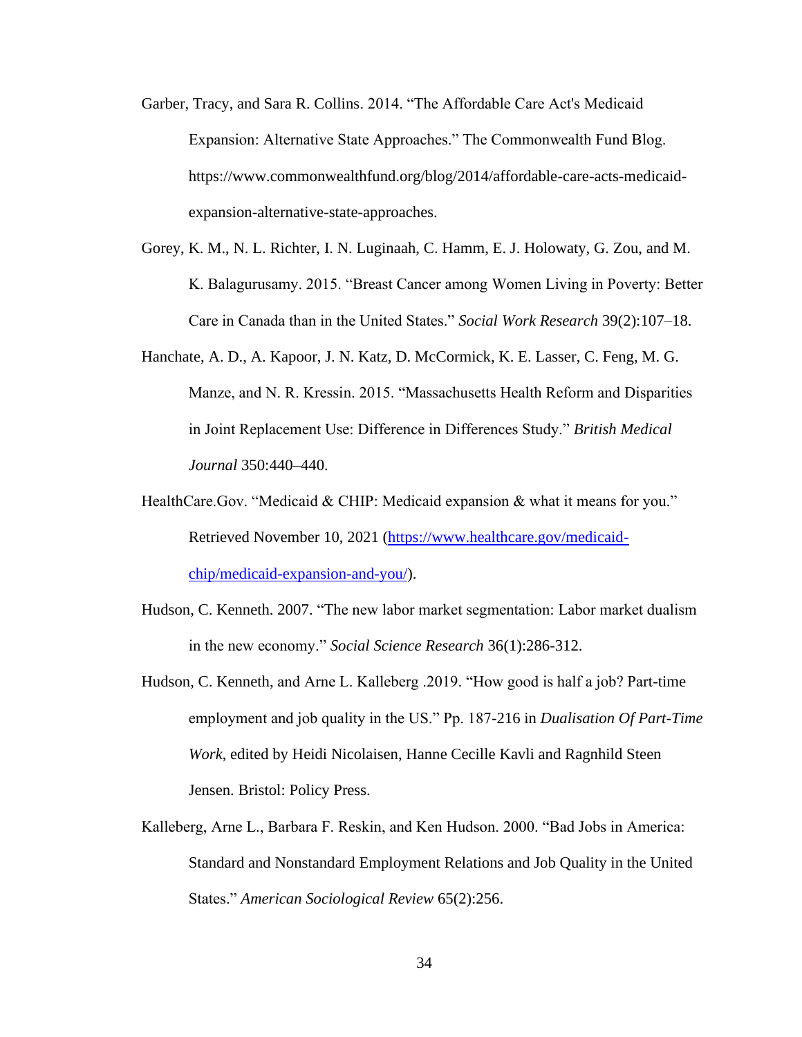Garber, Tracy, and Sara R. Collins. 2014. "The Affordable Care Act's Medicaid Expansion: Alternative State Approaches." The Commonwealth Fund Blog. https://www.commonwealthfund.org/blog/2014/affordable-care-acts-medicaid-expansion-alternative-state-approaches.

Gorey, K. M., N. L. Richter, I. N. Luginaah, C. Hamm, E. J. Holowaty, G. Zou, and M. K. Balagurusamy. 2015. "Breast Cancer among Women Living in Poverty: Better Care in Canada than in the United States." *Social Work Research* 39(2):107–18.

Hanchate, A. D., A. Kapoor, J. N. Katz, D. McCormick, K. E. Lasser, C. Feng, M. G. Manze, and N. R. Kressin. 2015. "Massachusetts Health Reform and Disparities in Joint Replacement Use: Difference in Differences Study." *British Medical Journal* 350:440–440.

HealthCare.Gov. "Medicaid & CHIP: Medicaid expansion & what it means for you." Retrieved November 10, 2021 (https://www.healthcare.gov/medicaid-chip/medicaid-expansion-and-you/).

Hudson, C. Kenneth. 2007. "The new labor market segmentation: Labor market dualism in the new economy." *Social Science Research* 36(1):286-312.

Hudson, C. Kenneth, and Arne L. Kalleberg .2019. "How good is half a job? Part-time employment and job quality in the US." Pp. 187-216 in *Dualisation Of Part-Time Work*, edited by Heidi Nicolaisen, Hanne Cecille Kavli and Ragnhild Steen Jensen. Bristol: Policy Press.

Kalleberg, Arne L., Barbara F. Reskin, and Ken Hudson. 2000. "Bad Jobs in America: Standard and Nonstandard Employment Relations and Job Quality in the United States." *American Sociological Review* 65(2):256.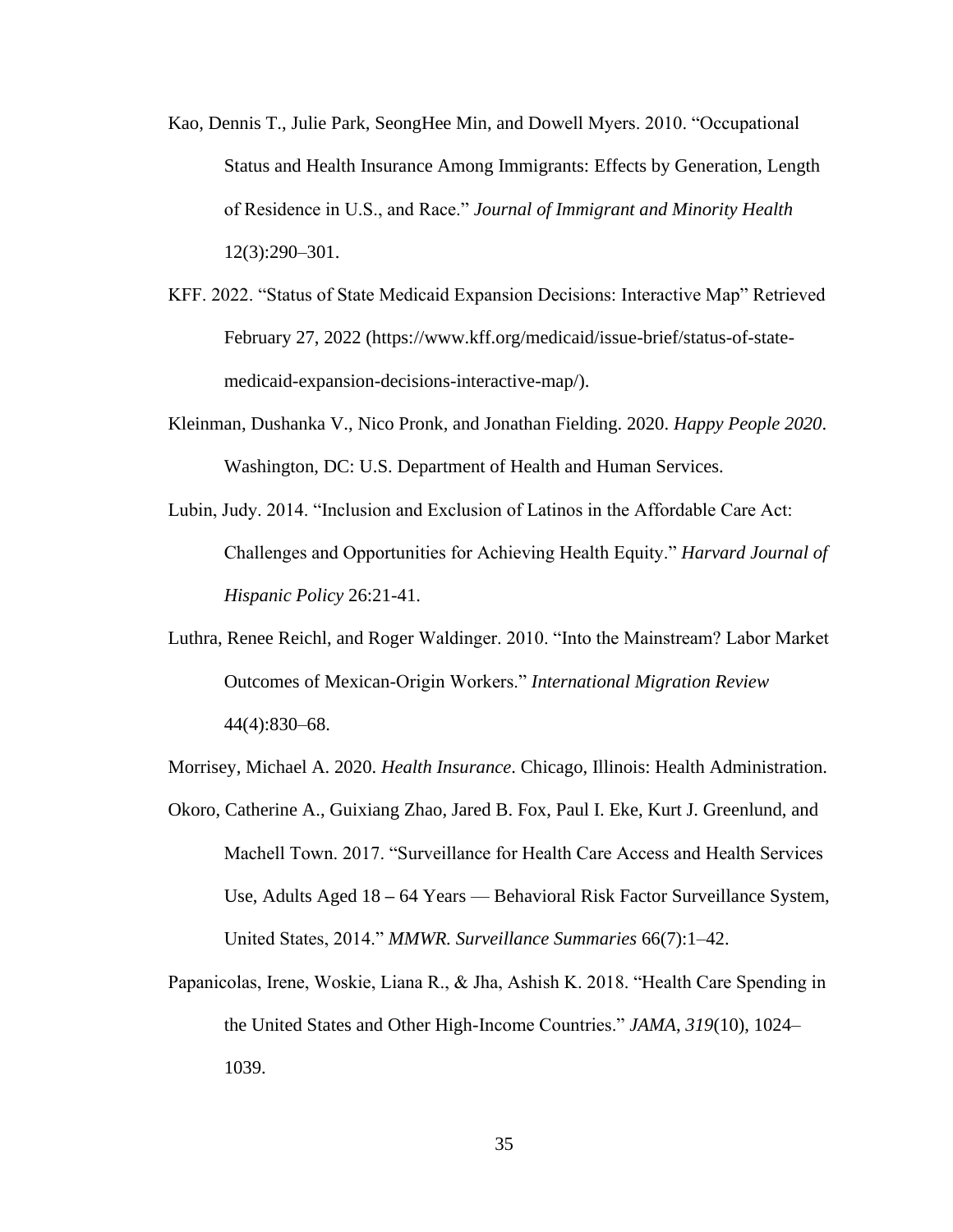Kao, Dennis T., Julie Park, SeongHee Min, and Dowell Myers. 2010. "Occupational Status and Health Insurance Among Immigrants: Effects by Generation, Length of Residence in U.S., and Race." *Journal of Immigrant and Minority Health* 12(3):290–301.

KFF. 2022. "Status of State Medicaid Expansion Decisions: Interactive Map" Retrieved February 27, 2022 (https://www.kff.org/medicaid/issue-brief/status-of-state-medicaid-expansion-decisions-interactive-map/).

Kleinman, Dushanka V., Nico Pronk, and Jonathan Fielding. 2020. *Happy People 2020*. Washington, DC: U.S. Department of Health and Human Services.

Lubin, Judy. 2014. "Inclusion and Exclusion of Latinos in the Affordable Care Act: Challenges and Opportunities for Achieving Health Equity." *Harvard Journal of Hispanic Policy* 26:21-41.

Luthra, Renee Reichl, and Roger Waldinger. 2010. "Into the Mainstream? Labor Market Outcomes of Mexican-Origin Workers." *International Migration Review* 44(4):830–68.

Morrisey, Michael A. 2020. *Health Insurance*. Chicago, Illinois: Health Administration.

Okoro, Catherine A., Guixiang Zhao, Jared B. Fox, Paul I. Eke, Kurt J. Greenlund, and Machell Town. 2017. "Surveillance for Health Care Access and Health Services Use, Adults Aged 18 – 64 Years — Behavioral Risk Factor Surveillance System, United States, 2014." *MMWR. Surveillance Summaries* 66(7):1–42.

Papanicolas, Irene, Woskie, Liana R., & Jha, Ashish K. 2018. "Health Care Spending in the United States and Other High-Income Countries." *JAMA*, *319*(10), 1024–1039.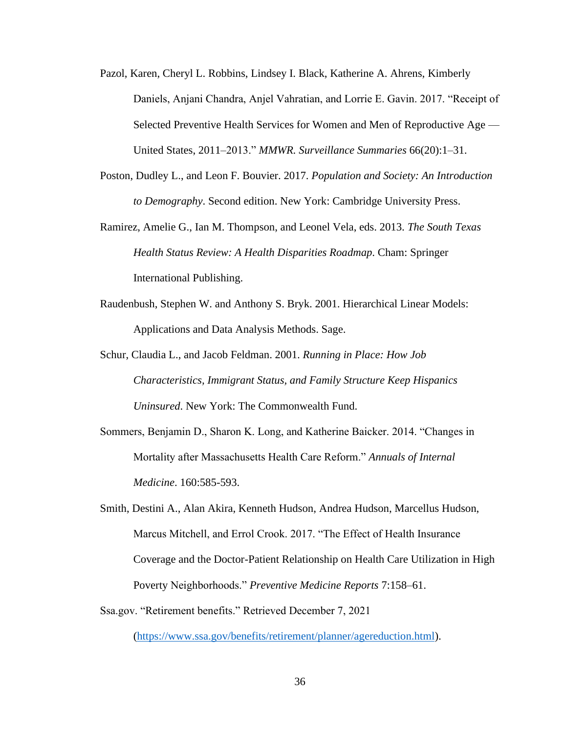Pazol, Karen, Cheryl L. Robbins, Lindsey I. Black, Katherine A. Ahrens, Kimberly Daniels, Anjani Chandra, Anjel Vahratian, and Lorrie E. Gavin. 2017. "Receipt of Selected Preventive Health Services for Women and Men of Reproductive Age — United States, 2011–2013." *MMWR. Surveillance Summaries* 66(20):1–31.

Poston, Dudley L., and Leon F. Bouvier. 2017. *Population and Society: An Introduction to Demography*. Second edition. New York: Cambridge University Press.

Ramirez, Amelie G., Ian M. Thompson, and Leonel Vela, eds. 2013. *The South Texas Health Status Review: A Health Disparities Roadmap*. Cham: Springer International Publishing.

Raudenbush, Stephen W. and Anthony S. Bryk. 2001. Hierarchical Linear Models: Applications and Data Analysis Methods. Sage.

Schur, Claudia L., and Jacob Feldman. 2001. *Running in Place: How Job Characteristics, Immigrant Status, and Family Structure Keep Hispanics Uninsured*. New York: The Commonwealth Fund.

Sommers, Benjamin D., Sharon K. Long, and Katherine Baicker. 2014. "Changes in Mortality after Massachusetts Health Care Reform." *Annuals of Internal Medicine*. 160:585-593.

Smith, Destini A., Alan Akira, Kenneth Hudson, Andrea Hudson, Marcellus Hudson, Marcus Mitchell, and Errol Crook. 2017. "The Effect of Health Insurance Coverage and the Doctor-Patient Relationship on Health Care Utilization in High Poverty Neighborhoods." *Preventive Medicine Reports* 7:158–61.

Ssa.gov. "Retirement benefits." Retrieved December 7, 2021 (https://www.ssa.gov/benefits/retirement/planner/agereduction.html).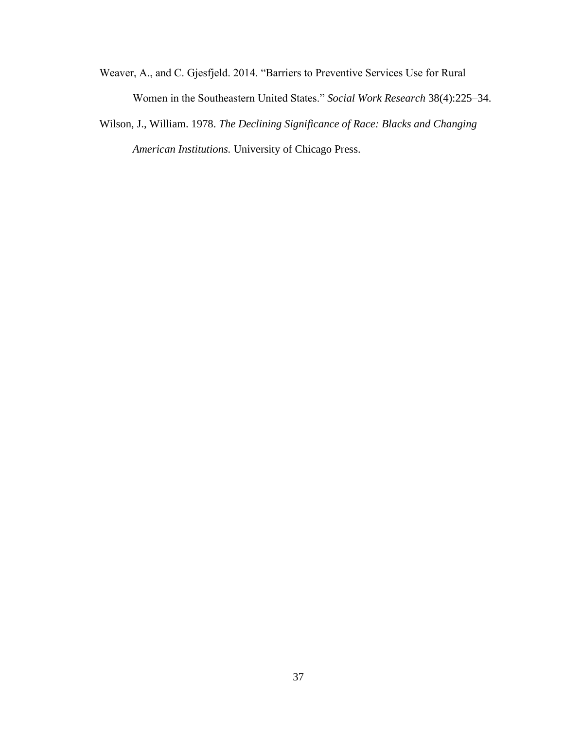Weaver, A., and C. Gjesfjeld. 2014. "Barriers to Preventive Services Use for Rural Women in the Southeastern United States." *Social Work Research* 38(4):225–34.

Wilson, J., William. 1978. *The Declining Significance of Race: Blacks and Changing American Institutions.* University of Chicago Press.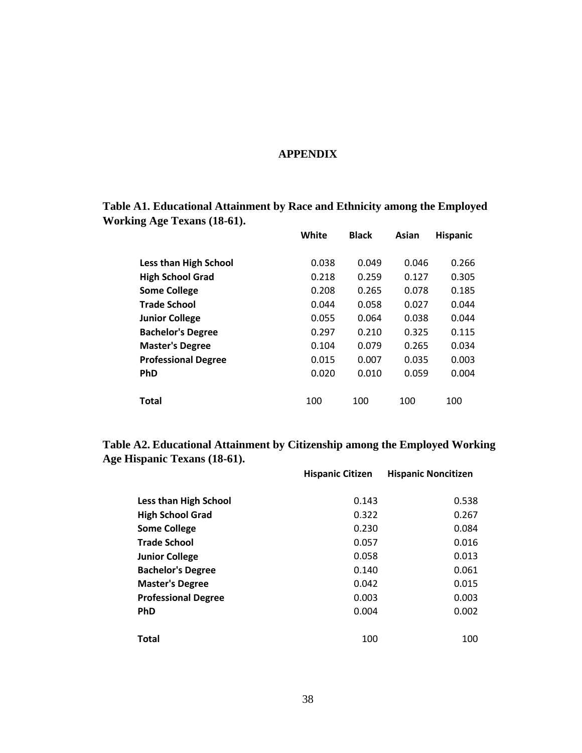## APPENDIX

**Table A1. Educational Attainment by Race and Ethnicity among the Employed Working Age Texans (18-61).**

| | White | Black | Asian | Hispanic |
|---|---|---|---|---|
| **Less than High School** | 0.038 | 0.049 | 0.046 | 0.266 |
| **High School Grad** | 0.218 | 0.259 | 0.127 | 0.305 |
| **Some College** | 0.208 | 0.265 | 0.078 | 0.185 |
| **Trade School** | 0.044 | 0.058 | 0.027 | 0.044 |
| **Junior College** | 0.055 | 0.064 | 0.038 | 0.044 |
| **Bachelor's Degree** | 0.297 | 0.210 | 0.325 | 0.115 |
| **Master's Degree** | 0.104 | 0.079 | 0.265 | 0.034 |
| **Professional Degree** | 0.015 | 0.007 | 0.035 | 0.003 |
| **PhD** | 0.020 | 0.010 | 0.059 | 0.004 |
| **Total** | 100 | 100 | 100 | 100 |

**Table A2. Educational Attainment by Citizenship among the Employed Working Age Hispanic Texans (18-61).**

| | Hispanic Citizen | Hispanic Noncitizen |
|---|---|---|
| **Less than High School** | 0.143 | 0.538 |
| **High School Grad** | 0.322 | 0.267 |
| **Some College** | 0.230 | 0.084 |
| **Trade School** | 0.057 | 0.016 |
| **Junior College** | 0.058 | 0.013 |
| **Bachelor's Degree** | 0.140 | 0.061 |
| **Master's Degree** | 0.042 | 0.015 |
| **Professional Degree** | 0.003 | 0.003 |
| **PhD** | 0.004 | 0.002 |
| **Total** | 100 | 100 |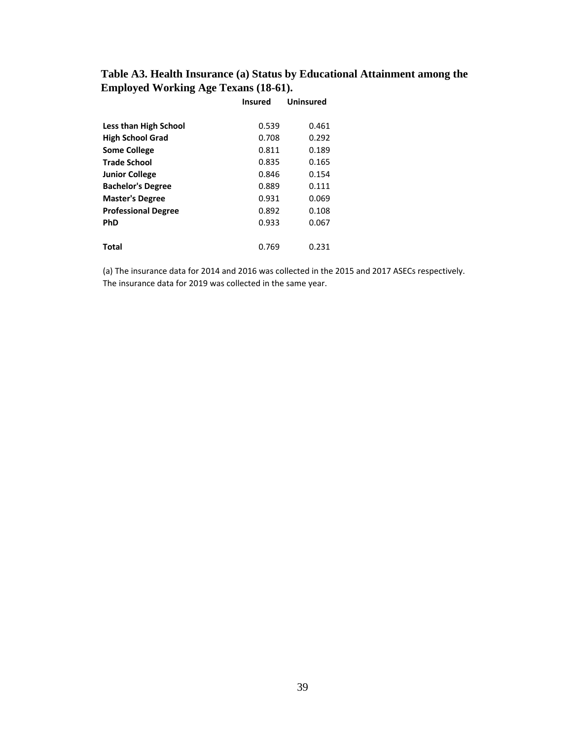**Table A3. Health Insurance (a) Status by Educational Attainment among the Employed Working Age Texans (18-61).**

| | Insured | Uninsured |
|---|---|---|
| **Less than High School** | 0.539 | 0.461 |
| **High School Grad** | 0.708 | 0.292 |
| **Some College** | 0.811 | 0.189 |
| **Trade School** | 0.835 | 0.165 |
| **Junior College** | 0.846 | 0.154 |
| **Bachelor's Degree** | 0.889 | 0.111 |
| **Master's Degree** | 0.931 | 0.069 |
| **Professional Degree** | 0.892 | 0.108 |
| **PhD** | 0.933 | 0.067 |
| **Total** | 0.769 | 0.231 |

(a) The insurance data for 2014 and 2016 was collected in the 2015 and 2017 ASECs respectively. The insurance data for 2019 was collected in the same year.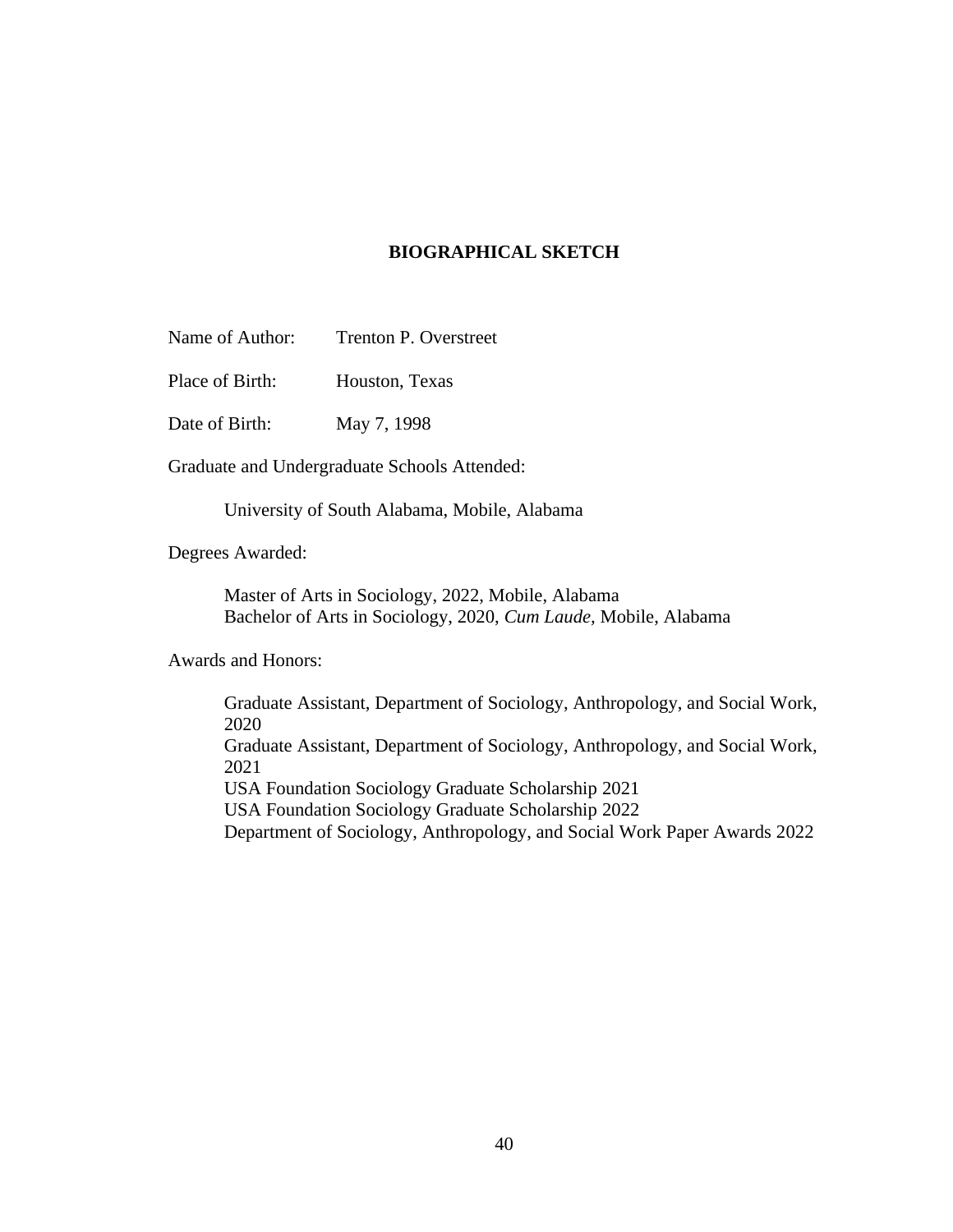## BIOGRAPHICAL SKETCH

Name of Author: Trenton P. Overstreet

Place of Birth: Houston, Texas

Date of Birth: May 7, 1998

Graduate and Undergraduate Schools Attended:

University of South Alabama, Mobile, Alabama

Degrees Awarded:

Master of Arts in Sociology, 2022, Mobile, Alabama
Bachelor of Arts in Sociology, 2020, *Cum Laude,* Mobile, Alabama

Awards and Honors:

Graduate Assistant, Department of Sociology, Anthropology, and Social Work, 2020
Graduate Assistant, Department of Sociology, Anthropology, and Social Work, 2021
USA Foundation Sociology Graduate Scholarship 2021
USA Foundation Sociology Graduate Scholarship 2022
Department of Sociology, Anthropology, and Social Work Paper Awards 2022